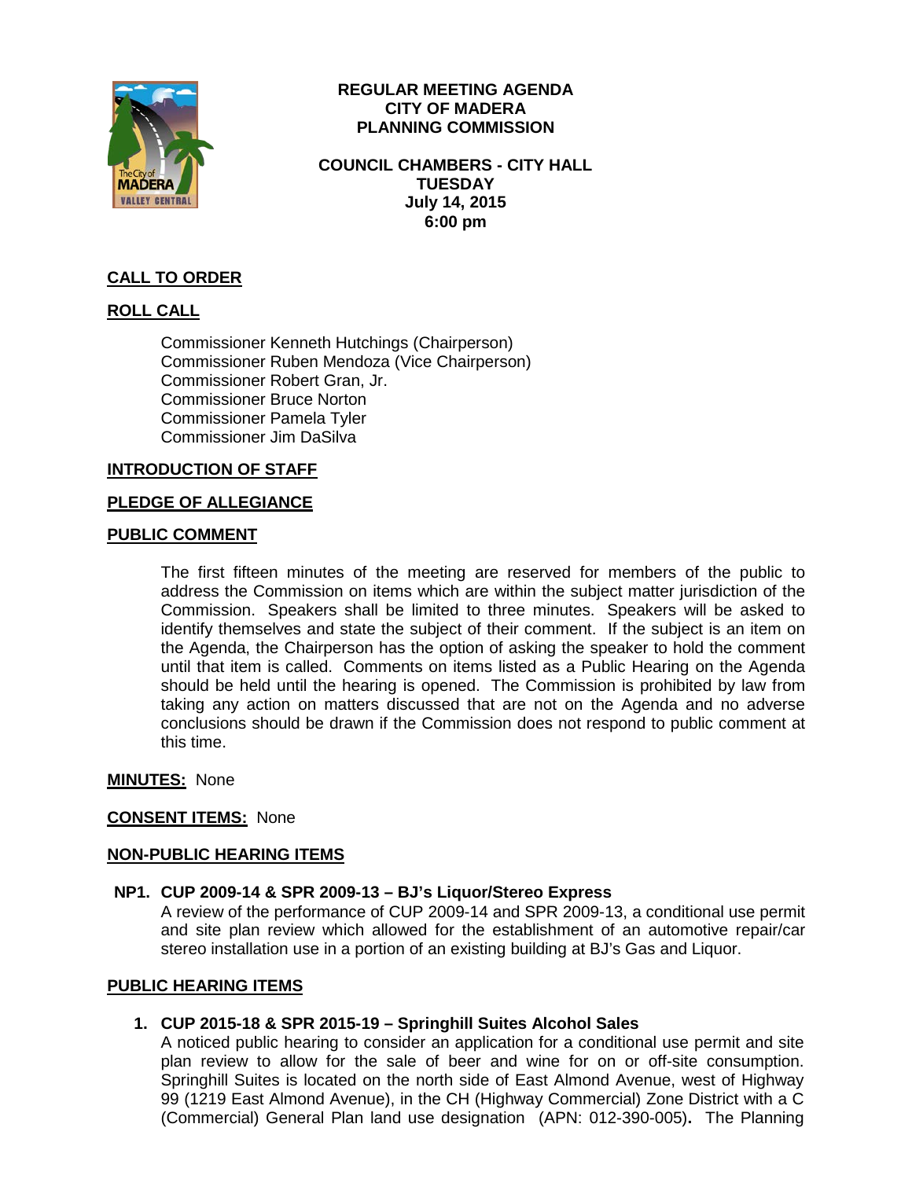**REGULAR MEETING AGENDA**
**CITY OF MADERA**
**PLANNING COMMISSION**

**COUNCIL CHAMBERS - CITY HALL**
**TUESDAY**
**July 14, 2015**
**6:00 pm**

## CALL TO ORDER

## ROLL CALL

Commissioner Kenneth Hutchings (Chairperson)
Commissioner Ruben Mendoza (Vice Chairperson)
Commissioner Robert Gran, Jr.
Commissioner Bruce Norton
Commissioner Pamela Tyler
Commissioner Jim DaSilva

## INTRODUCTION OF STAFF

## PLEDGE OF ALLEGIANCE

## PUBLIC COMMENT

The first fifteen minutes of the meeting are reserved for members of the public to address the Commission on items which are within the subject matter jurisdiction of the Commission. Speakers shall be limited to three minutes. Speakers will be asked to identify themselves and state the subject of their comment. If the subject is an item on the Agenda, the Chairperson has the option of asking the speaker to hold the comment until that item is called. Comments on items listed as a Public Hearing on the Agenda should be held until the hearing is opened. The Commission is prohibited by law from taking any action on matters discussed that are not on the Agenda and no adverse conclusions should be drawn if the Commission does not respond to public comment at this time.

**MINUTES:** None

**CONSENT ITEMS:** None

## NON-PUBLIC HEARING ITEMS

**NP1. CUP 2009-14 & SPR 2009-13 – BJ's Liquor/Stereo Express**
A review of the performance of CUP 2009-14 and SPR 2009-13, a conditional use permit and site plan review which allowed for the establishment of an automotive repair/car stereo installation use in a portion of an existing building at BJ's Gas and Liquor.

## PUBLIC HEARING ITEMS

**1. CUP 2015-18 & SPR 2015-19 – Springhill Suites Alcohol Sales**
A noticed public hearing to consider an application for a conditional use permit and site plan review to allow for the sale of beer and wine for on or off-site consumption. Springhill Suites is located on the north side of East Almond Avenue, west of Highway 99 (1219 East Almond Avenue), in the CH (Highway Commercial) Zone District with a C (Commercial) General Plan land use designation (APN: 012-390-005)**.** The Planning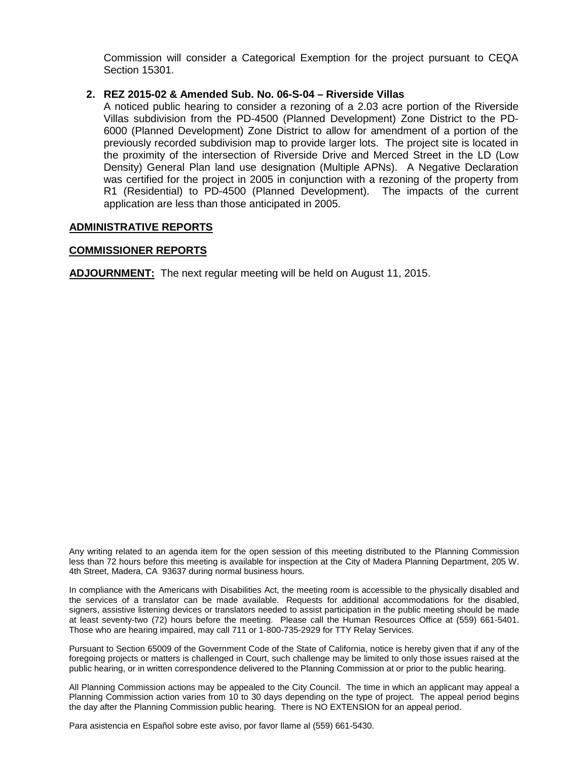Commission will consider a Categorical Exemption for the project pursuant to CEQA Section 15301.

2. **REZ 2015-02 & Amended Sub. No. 06-S-04 – Riverside Villas**
   A noticed public hearing to consider a rezoning of a 2.03 acre portion of the Riverside Villas subdivision from the PD-4500 (Planned Development) Zone District to the PD-6000 (Planned Development) Zone District to allow for amendment of a portion of the previously recorded subdivision map to provide larger lots. The project site is located in the proximity of the intersection of Riverside Drive and Merced Street in the LD (Low Density) General Plan land use designation (Multiple APNs). A Negative Declaration was certified for the project in 2005 in conjunction with a rezoning of the property from R1 (Residential) to PD-4500 (Planned Development). The impacts of the current application are less than those anticipated in 2005.

**ADMINISTRATIVE REPORTS**

**COMMISSIONER REPORTS**

**ADJOURNMENT:** The next regular meeting will be held on August 11, 2015.

Any writing related to an agenda item for the open session of this meeting distributed to the Planning Commission less than 72 hours before this meeting is available for inspection at the City of Madera Planning Department, 205 W. 4th Street, Madera, CA 93637 during normal business hours.

In compliance with the Americans with Disabilities Act, the meeting room is accessible to the physically disabled and the services of a translator can be made available. Requests for additional accommodations for the disabled, signers, assistive listening devices or translators needed to assist participation in the public meeting should be made at least seventy-two (72) hours before the meeting. Please call the Human Resources Office at (559) 661-5401. Those who are hearing impaired, may call 711 or 1-800-735-2929 for TTY Relay Services.

Pursuant to Section 65009 of the Government Code of the State of California, notice is hereby given that if any of the foregoing projects or matters is challenged in Court, such challenge may be limited to only those issues raised at the public hearing, or in written correspondence delivered to the Planning Commission at or prior to the public hearing.

All Planning Commission actions may be appealed to the City Council. The time in which an applicant may appeal a Planning Commission action varies from 10 to 30 days depending on the type of project. The appeal period begins the day after the Planning Commission public hearing. There is NO EXTENSION for an appeal period.

Para asistencia en Español sobre este aviso, por favor llame al (559) 661-5430.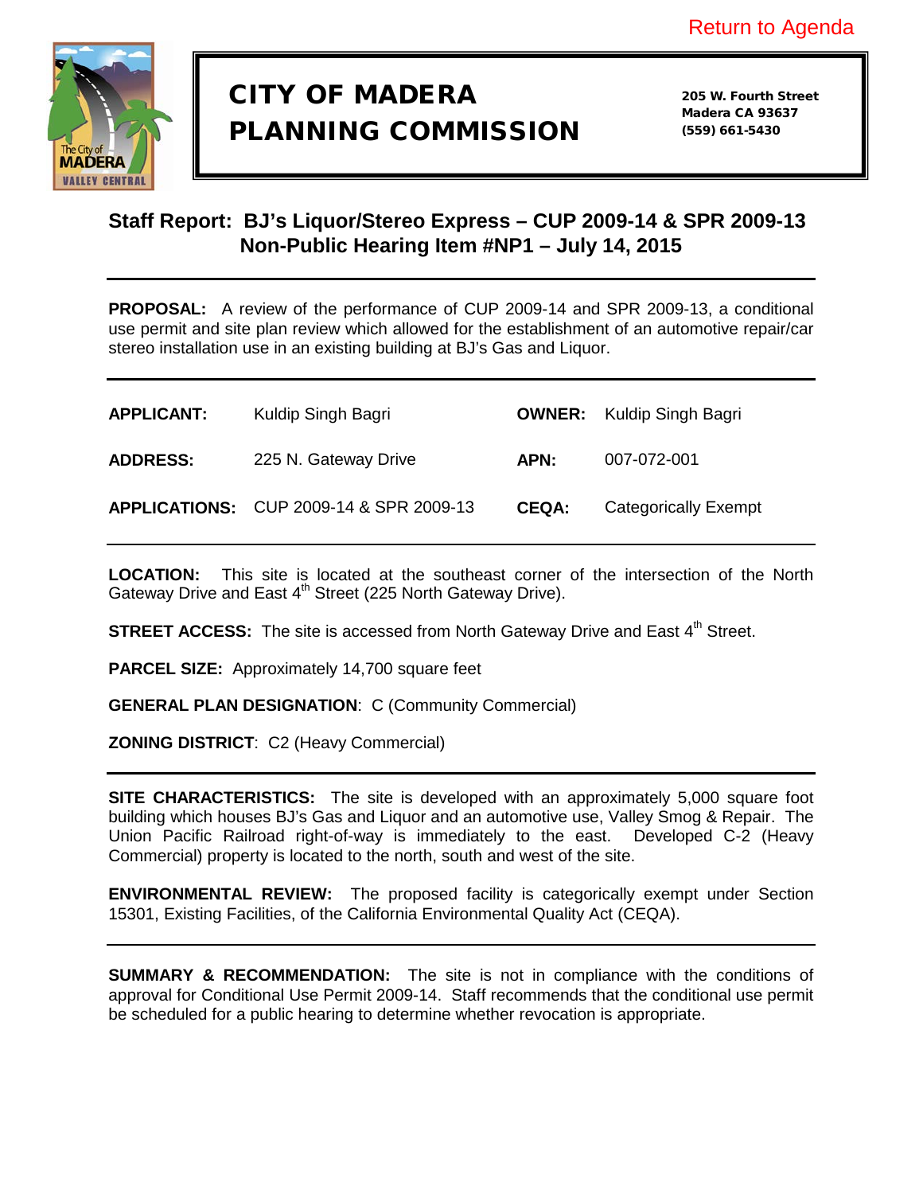Return to Agenda

# CITY OF MADERA PLANNING COMMISSION

205 W. Fourth Street
Madera CA 93637
(559) 661-5430

## Staff Report: BJ's Liquor/Stereo Express – CUP 2009-14 & SPR 2009-13
## Non-Public Hearing Item #NP1 – July 14, 2015

**PROPOSAL:** A review of the performance of CUP 2009-14 and SPR 2009-13, a conditional use permit and site plan review which allowed for the establishment of an automotive repair/car stereo installation use in an existing building at BJ's Gas and Liquor.

| | | | |
|---|---|---|---|
| **APPLICANT:** | Kuldip Singh Bagri | **OWNER:** | Kuldip Singh Bagri |
| **ADDRESS:** | 225 N. Gateway Drive | **APN:** | 007-072-001 |
| **APPLICATIONS:** | CUP 2009-14 & SPR 2009-13 | **CEQA:** | Categorically Exempt |

**LOCATION:** This site is located at the southeast corner of the intersection of the North Gateway Drive and East 4th Street (225 North Gateway Drive).

**STREET ACCESS:** The site is accessed from North Gateway Drive and East 4th Street.

**PARCEL SIZE:** Approximately 14,700 square feet

**GENERAL PLAN DESIGNATION**: C (Community Commercial)

**ZONING DISTRICT**: C2 (Heavy Commercial)

**SITE CHARACTERISTICS:** The site is developed with an approximately 5,000 square foot building which houses BJ's Gas and Liquor and an automotive use, Valley Smog & Repair. The Union Pacific Railroad right-of-way is immediately to the east. Developed C-2 (Heavy Commercial) property is located to the north, south and west of the site.

**ENVIRONMENTAL REVIEW:** The proposed facility is categorically exempt under Section 15301, Existing Facilities, of the California Environmental Quality Act (CEQA).

**SUMMARY & RECOMMENDATION:** The site is not in compliance with the conditions of approval for Conditional Use Permit 2009-14. Staff recommends that the conditional use permit be scheduled for a public hearing to determine whether revocation is appropriate.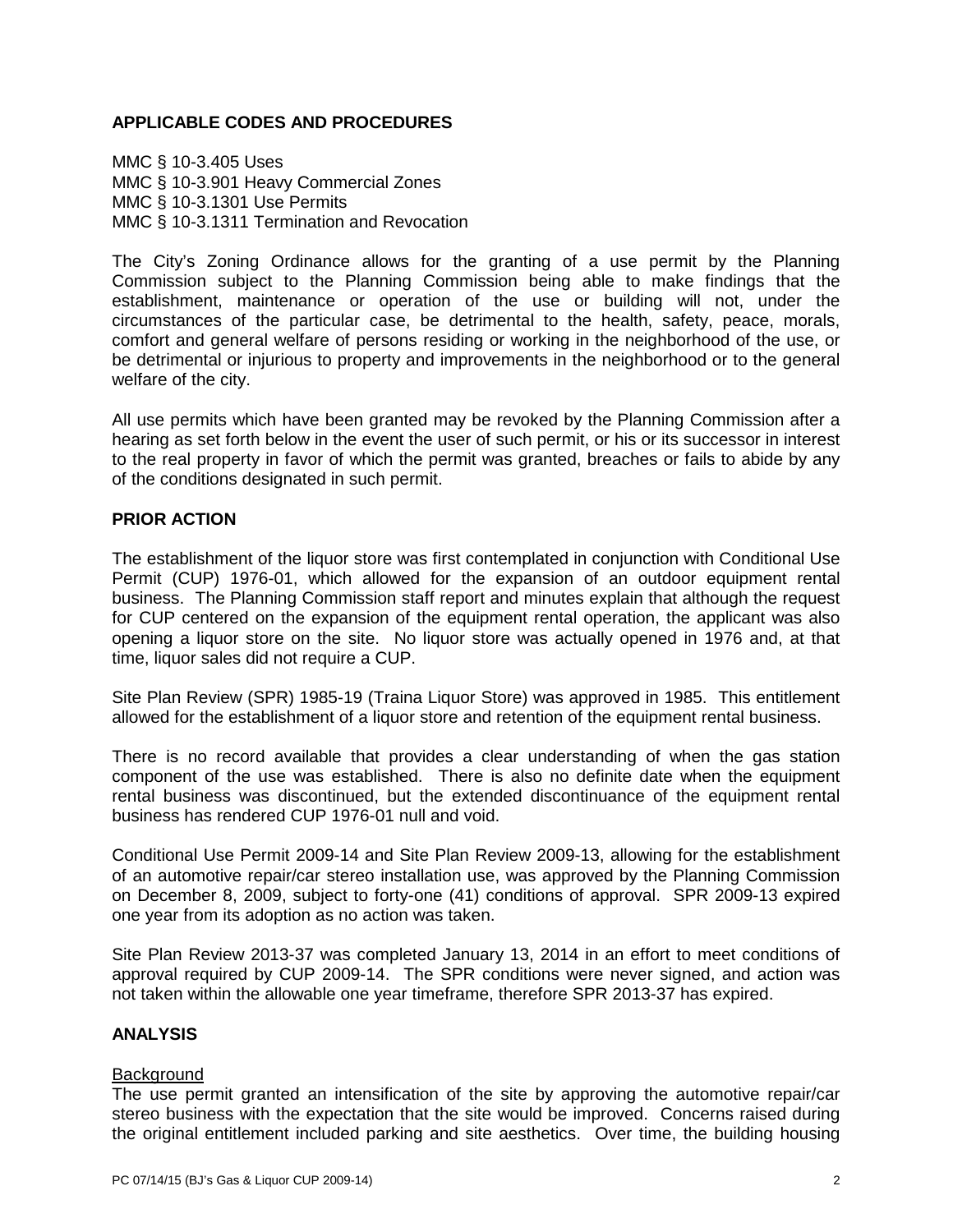## APPLICABLE CODES AND PROCEDURES

MMC § 10-3.405 Uses
MMC § 10-3.901 Heavy Commercial Zones
MMC § 10-3.1301 Use Permits
MMC § 10-3.1311 Termination and Revocation

The City's Zoning Ordinance allows for the granting of a use permit by the Planning Commission subject to the Planning Commission being able to make findings that the establishment, maintenance or operation of the use or building will not, under the circumstances of the particular case, be detrimental to the health, safety, peace, morals, comfort and general welfare of persons residing or working in the neighborhood of the use, or be detrimental or injurious to property and improvements in the neighborhood or to the general welfare of the city.

All use permits which have been granted may be revoked by the Planning Commission after a hearing as set forth below in the event the user of such permit, or his or its successor in interest to the real property in favor of which the permit was granted, breaches or fails to abide by any of the conditions designated in such permit.

## PRIOR ACTION

The establishment of the liquor store was first contemplated in conjunction with Conditional Use Permit (CUP) 1976-01, which allowed for the expansion of an outdoor equipment rental business. The Planning Commission staff report and minutes explain that although the request for CUP centered on the expansion of the equipment rental operation, the applicant was also opening a liquor store on the site. No liquor store was actually opened in 1976 and, at that time, liquor sales did not require a CUP.

Site Plan Review (SPR) 1985-19 (Traina Liquor Store) was approved in 1985. This entitlement allowed for the establishment of a liquor store and retention of the equipment rental business.

There is no record available that provides a clear understanding of when the gas station component of the use was established. There is also no definite date when the equipment rental business was discontinued, but the extended discontinuance of the equipment rental business has rendered CUP 1976-01 null and void.

Conditional Use Permit 2009-14 and Site Plan Review 2009-13, allowing for the establishment of an automotive repair/car stereo installation use, was approved by the Planning Commission on December 8, 2009, subject to forty-one (41) conditions of approval. SPR 2009-13 expired one year from its adoption as no action was taken.

Site Plan Review 2013-37 was completed January 13, 2014 in an effort to meet conditions of approval required by CUP 2009-14. The SPR conditions were never signed, and action was not taken within the allowable one year timeframe, therefore SPR 2013-37 has expired.

## ANALYSIS

Background

The use permit granted an intensification of the site by approving the automotive repair/car stereo business with the expectation that the site would be improved. Concerns raised during the original entitlement included parking and site aesthetics. Over time, the building housing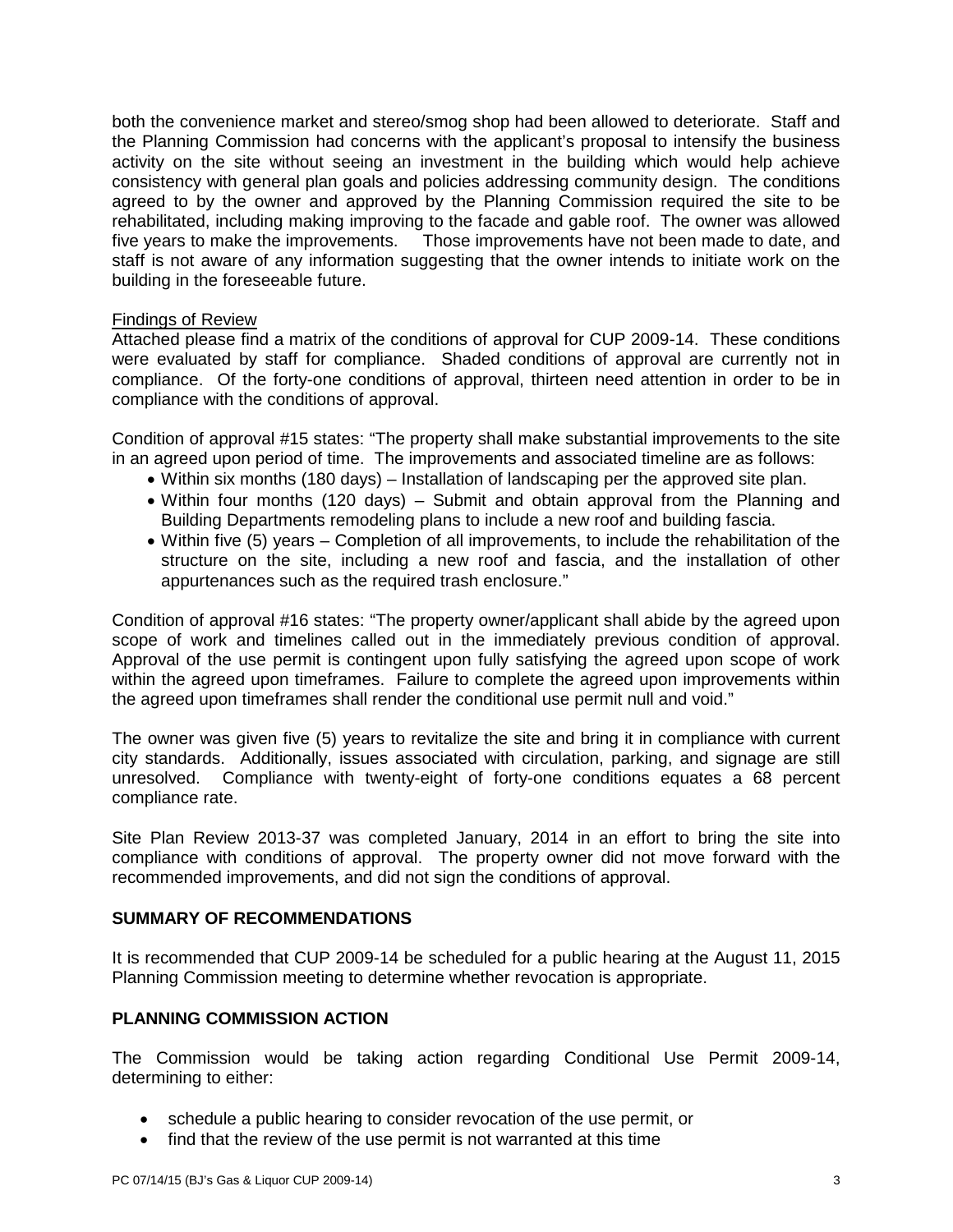both the convenience market and stereo/smog shop had been allowed to deteriorate. Staff and the Planning Commission had concerns with the applicant's proposal to intensify the business activity on the site without seeing an investment in the building which would help achieve consistency with general plan goals and policies addressing community design. The conditions agreed to by the owner and approved by the Planning Commission required the site to be rehabilitated, including making improving to the facade and gable roof. The owner was allowed five years to make the improvements. Those improvements have not been made to date, and staff is not aware of any information suggesting that the owner intends to initiate work on the building in the foreseeable future.

Findings of Review

Attached please find a matrix of the conditions of approval for CUP 2009-14. These conditions were evaluated by staff for compliance. Shaded conditions of approval are currently not in compliance. Of the forty-one conditions of approval, thirteen need attention in order to be in compliance with the conditions of approval.

Condition of approval #15 states: "The property shall make substantial improvements to the site in an agreed upon period of time. The improvements and associated timeline are as follows:

- Within six months (180 days) – Installation of landscaping per the approved site plan.
- Within four months (120 days) – Submit and obtain approval from the Planning and Building Departments remodeling plans to include a new roof and building fascia.
- Within five (5) years – Completion of all improvements, to include the rehabilitation of the structure on the site, including a new roof and fascia, and the installation of other appurtenances such as the required trash enclosure."

Condition of approval #16 states: "The property owner/applicant shall abide by the agreed upon scope of work and timelines called out in the immediately previous condition of approval. Approval of the use permit is contingent upon fully satisfying the agreed upon scope of work within the agreed upon timeframes. Failure to complete the agreed upon improvements within the agreed upon timeframes shall render the conditional use permit null and void."

The owner was given five (5) years to revitalize the site and bring it in compliance with current city standards. Additionally, issues associated with circulation, parking, and signage are still unresolved. Compliance with twenty-eight of forty-one conditions equates a 68 percent compliance rate.

Site Plan Review 2013-37 was completed January, 2014 in an effort to bring the site into compliance with conditions of approval. The property owner did not move forward with the recommended improvements, and did not sign the conditions of approval.

## SUMMARY OF RECOMMENDATIONS

It is recommended that CUP 2009-14 be scheduled for a public hearing at the August 11, 2015 Planning Commission meeting to determine whether revocation is appropriate.

## PLANNING COMMISSION ACTION

The Commission would be taking action regarding Conditional Use Permit 2009-14, determining to either:

- schedule a public hearing to consider revocation of the use permit, or
- find that the review of the use permit is not warranted at this time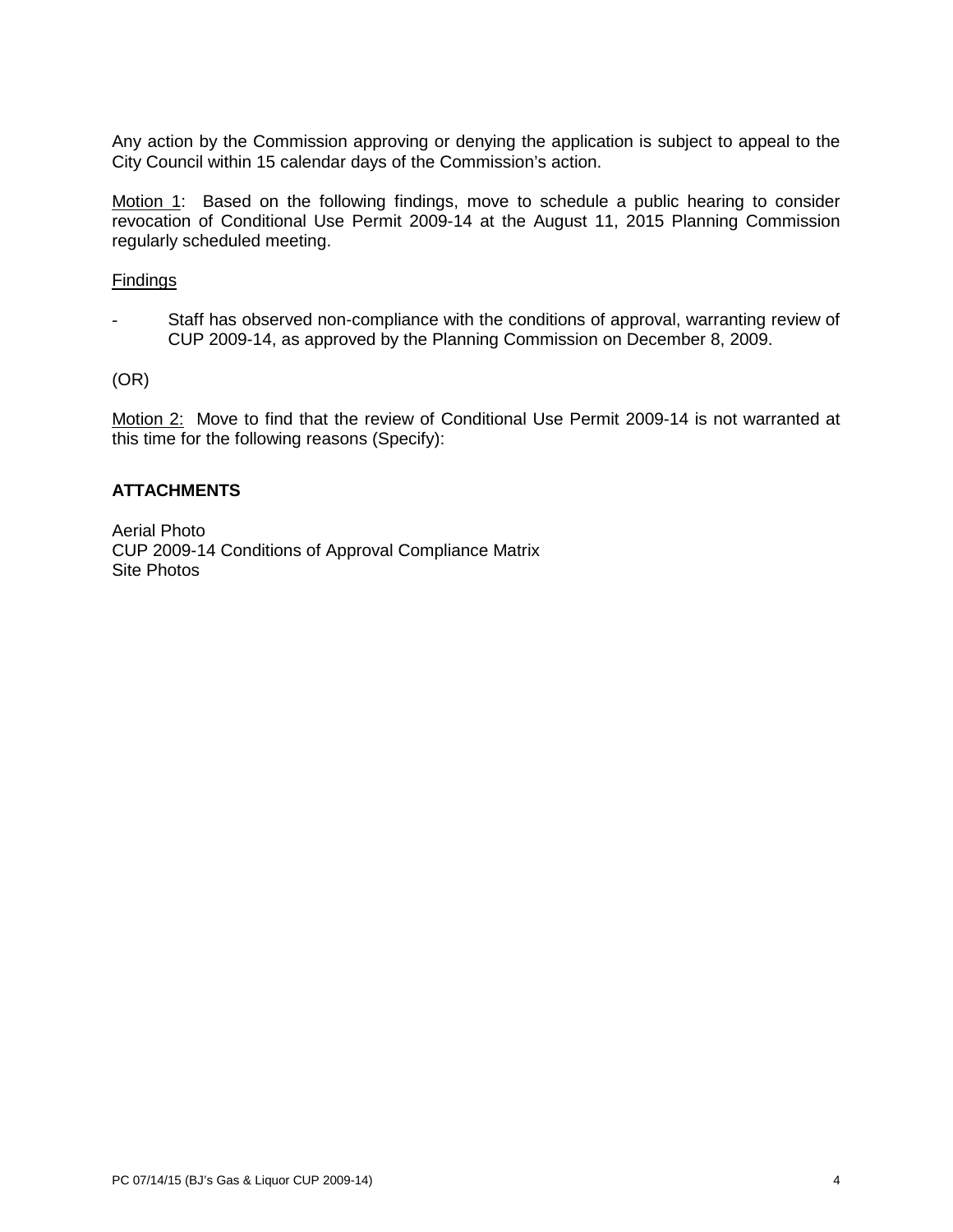Any action by the Commission approving or denying the application is subject to appeal to the City Council within 15 calendar days of the Commission's action.

Motion 1: Based on the following findings, move to schedule a public hearing to consider revocation of Conditional Use Permit 2009-14 at the August 11, 2015 Planning Commission regularly scheduled meeting.

Findings

- Staff has observed non-compliance with the conditions of approval, warranting review of CUP 2009-14, as approved by the Planning Commission on December 8, 2009.

(OR)

Motion 2: Move to find that the review of Conditional Use Permit 2009-14 is not warranted at this time for the following reasons (Specify):

**ATTACHMENTS**

Aerial Photo
CUP 2009-14 Conditions of Approval Compliance Matrix
Site Photos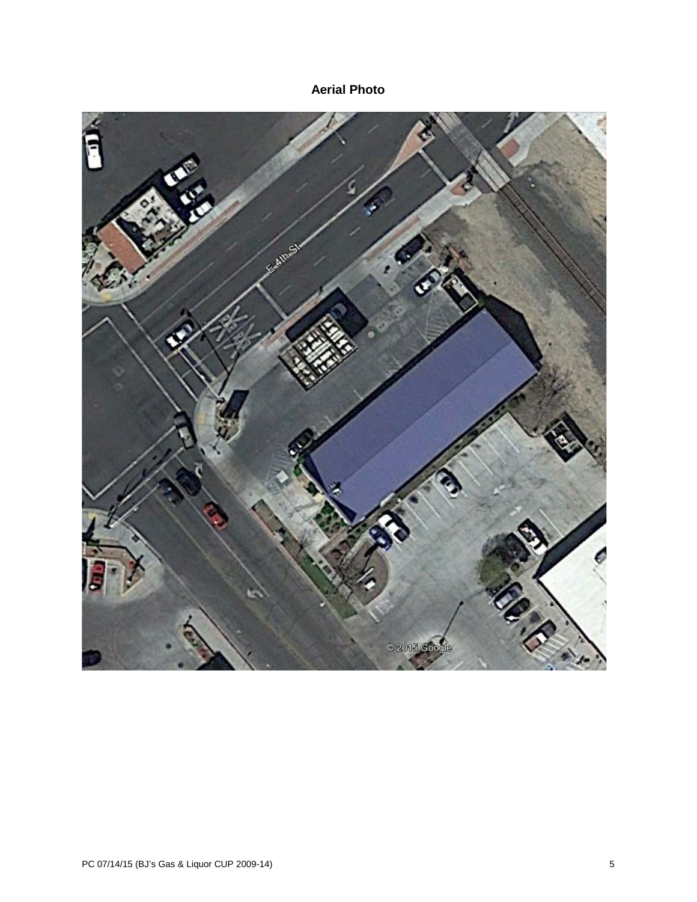**Aerial Photo**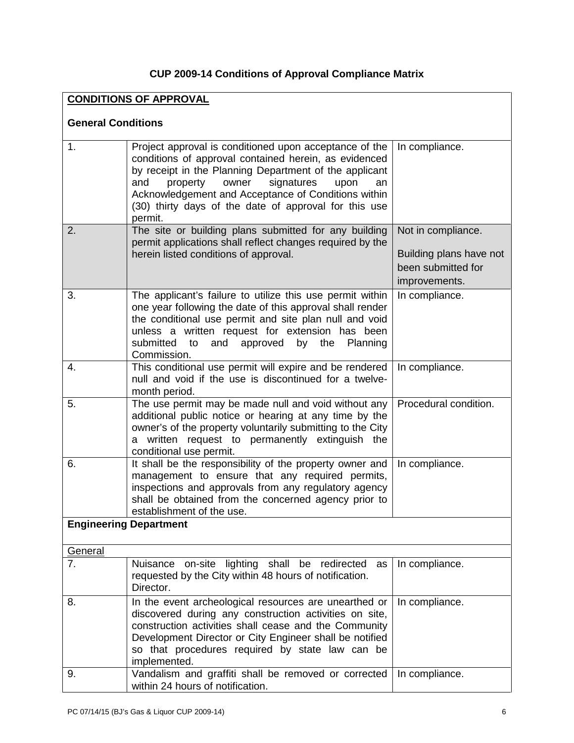# CUP 2009-14 Conditions of Approval Compliance Matrix

| **CONDITIONS OF APPROVAL** | | |
|---|---|---|
| **General Conditions** | | |
| 1. | Project approval is conditioned upon acceptance of the conditions of approval contained herein, as evidenced by receipt in the Planning Department of the applicant and property owner signatures upon an Acknowledgement and Acceptance of Conditions within (30) thirty days of the date of approval for this use permit. | In compliance. |
| 2. | The site or building plans submitted for any building permit applications shall reflect changes required by the herein listed conditions of approval. | Not in compliance.<br><br>Building plans have not been submitted for improvements. |
| 3. | The applicant's failure to utilize this use permit within one year following the date of this approval shall render the conditional use permit and site plan null and void unless a written request for extension has been submitted to and approved by the Planning Commission. | In compliance. |
| 4. | This conditional use permit will expire and be rendered null and void if the use is discontinued for a twelve-month period. | In compliance. |
| 5. | The use permit may be made null and void without any additional public notice or hearing at any time by the owner's of the property voluntarily submitting to the City a written request to permanently extinguish the conditional use permit. | Procedural condition. |
| 6. | It shall be the responsibility of the property owner and management to ensure that any required permits, inspections and approvals from any regulatory agency shall be obtained from the concerned agency prior to establishment of the use. | In compliance. |
| **Engineering Department** | | |
| General | | |
| 7. | Nuisance on-site lighting shall be redirected as requested by the City within 48 hours of notification. Director. | In compliance. |
| 8. | In the event archeological resources are unearthed or discovered during any construction activities on site, construction activities shall cease and the Community Development Director or City Engineer shall be notified so that procedures required by state law can be implemented. | In compliance. |
| 9. | Vandalism and graffiti shall be removed or corrected within 24 hours of notification. | In compliance. |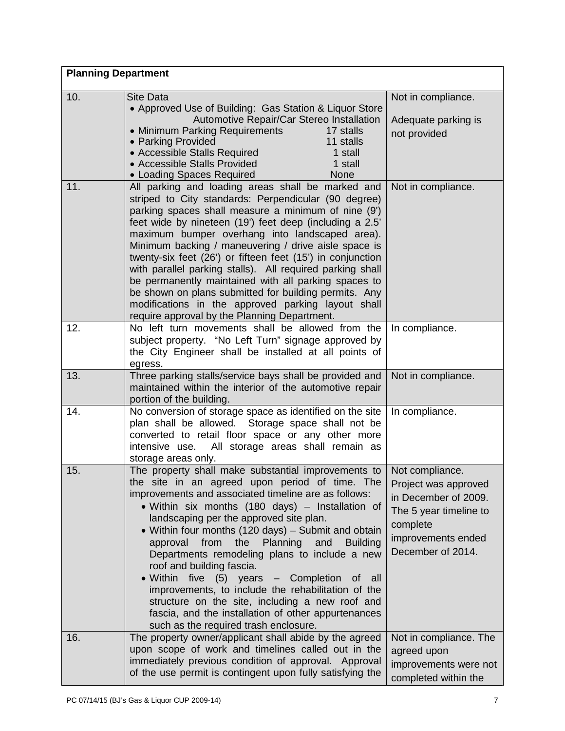| Planning Department | | |
|---|---|---|
| 10. | Site Data<br>• Approved Use of Building: Gas Station & Liquor Store Automotive Repair/Car Stereo Installation<br>• Minimum Parking Requirements 17 stalls<br>• Parking Provided 11 stalls<br>• Accessible Stalls Required 1 stall<br>• Accessible Stalls Provided 1 stall<br>• Loading Spaces Required None | Not in compliance.<br><br>Adequate parking is not provided |
| 11. | All parking and loading areas shall be marked and striped to City standards: Perpendicular (90 degree) parking spaces shall measure a minimum of nine (9') feet wide by nineteen (19') feet deep (including a 2.5' maximum bumper overhang into landscaped area). Minimum backing / maneuvering / drive aisle space is twenty-six feet (26') or fifteen feet (15') in conjunction with parallel parking stalls). All required parking shall be permanently maintained with all parking spaces to be shown on plans submitted for building permits. Any modifications in the approved parking layout shall require approval by the Planning Department. | Not in compliance. |
| 12. | No left turn movements shall be allowed from the subject property. "No Left Turn" signage approved by the City Engineer shall be installed at all points of egress. | In compliance. |
| 13. | Three parking stalls/service bays shall be provided and maintained within the interior of the automotive repair portion of the building. | Not in compliance. |
| 14. | No conversion of storage space as identified on the site plan shall be allowed. Storage space shall not be converted to retail floor space or any other more intensive use. All storage areas shall remain as storage areas only. | In compliance. |
| 15. | The property shall make substantial improvements to the site in an agreed upon period of time. The improvements and associated timeline are as follows:<br>• Within six months (180 days) – Installation of landscaping per the approved site plan.<br>• Within four months (120 days) – Submit and obtain approval from the Planning and Building Departments remodeling plans to include a new roof and building fascia.<br>• Within five (5) years – Completion of all improvements, to include the rehabilitation of the structure on the site, including a new roof and fascia, and the installation of other appurtenances such as the required trash enclosure. | Not compliance. Project was approved in December of 2009. The 5 year timeline to complete improvements ended December of 2014. |
| 16. | The property owner/applicant shall abide by the agreed upon scope of work and timelines called out in the immediately previous condition of approval. Approval of the use permit is contingent upon fully satisfying the | Not in compliance. The agreed upon improvements were not completed within the |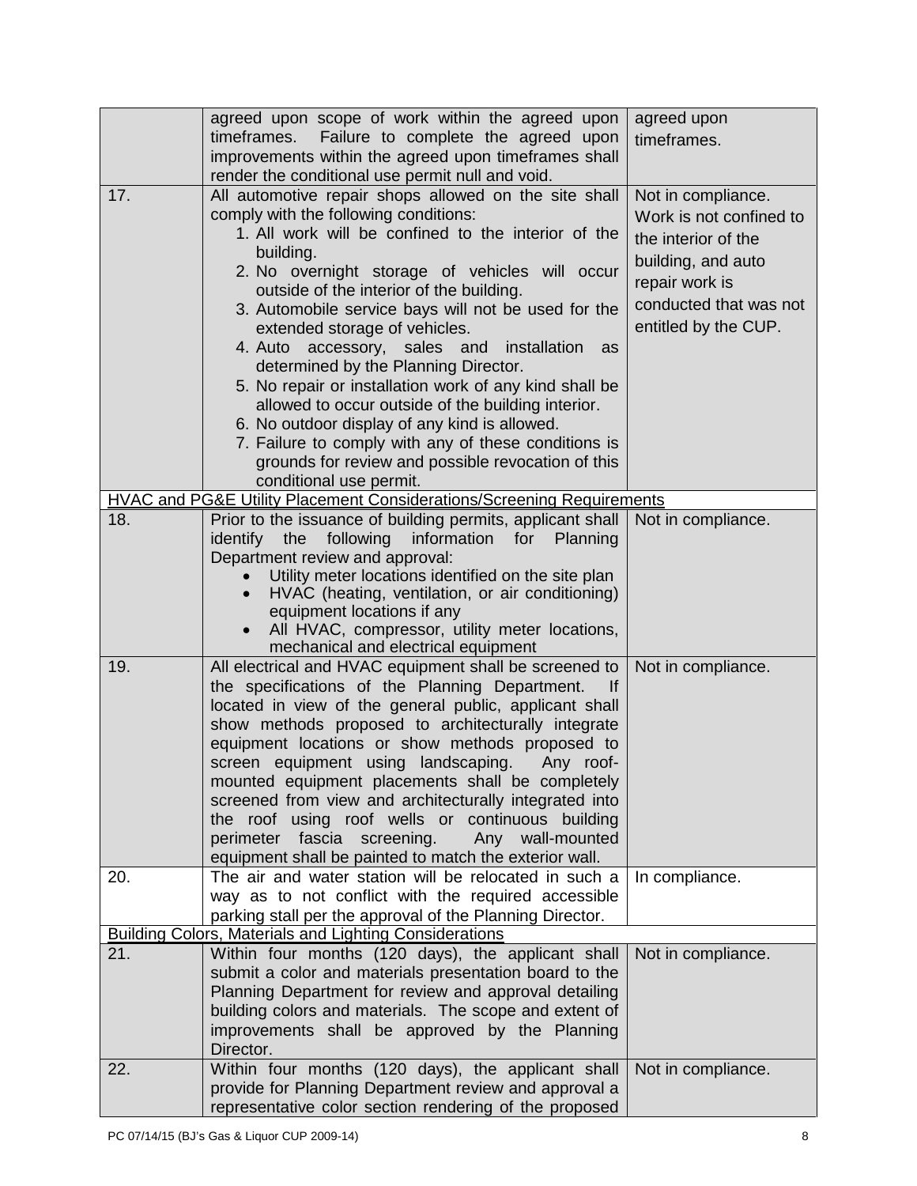| | | |
|---|---|---|
| | agreed upon scope of work within the agreed upon timeframes. Failure to complete the agreed upon improvements within the agreed upon timeframes shall render the conditional use permit null and void. | agreed upon timeframes. |
| 17. | All automotive repair shops allowed on the site shall comply with the following conditions:<br>1. All work will be confined to the interior of the building.<br>2. No overnight storage of vehicles will occur outside of the interior of the building.<br>3. Automobile service bays will not be used for the extended storage of vehicles.<br>4. Auto accessory, sales and installation as determined by the Planning Director.<br>5. No repair or installation work of any kind shall be allowed to occur outside of the building interior.<br>6. No outdoor display of any kind is allowed.<br>7. Failure to comply with any of these conditions is grounds for review and possible revocation of this conditional use permit. | Not in compliance. Work is not confined to the interior of the building, and auto repair work is conducted that was not entitled by the CUP. |
| <u>HVAC and PG&E Utility Placement Considerations/Screening Requirements</u> | | |
| 18. | Prior to the issuance of building permits, applicant shall identify the following information for Planning Department review and approval:<br>• Utility meter locations identified on the site plan<br>• HVAC (heating, ventilation, or air conditioning) equipment locations if any<br>• All HVAC, compressor, utility meter locations, mechanical and electrical equipment | Not in compliance. |
| 19. | All electrical and HVAC equipment shall be screened to the specifications of the Planning Department. If located in view of the general public, applicant shall show methods proposed to architecturally integrate equipment locations or show methods proposed to screen equipment using landscaping. Any roof-mounted equipment placements shall be completely screened from view and architecturally integrated into the roof using roof wells or continuous building perimeter fascia screening. Any wall-mounted equipment shall be painted to match the exterior wall. | Not in compliance. |
| 20. | The air and water station will be relocated in such a way as to not conflict with the required accessible parking stall per the approval of the Planning Director. | In compliance. |
| <u>Building Colors, Materials and Lighting Considerations</u> | | |
| 21. | Within four months (120 days), the applicant shall submit a color and materials presentation board to the Planning Department for review and approval detailing building colors and materials. The scope and extent of improvements shall be approved by the Planning Director. | Not in compliance. |
| 22. | Within four months (120 days), the applicant shall provide for Planning Department review and approval a representative color section rendering of the proposed | Not in compliance. |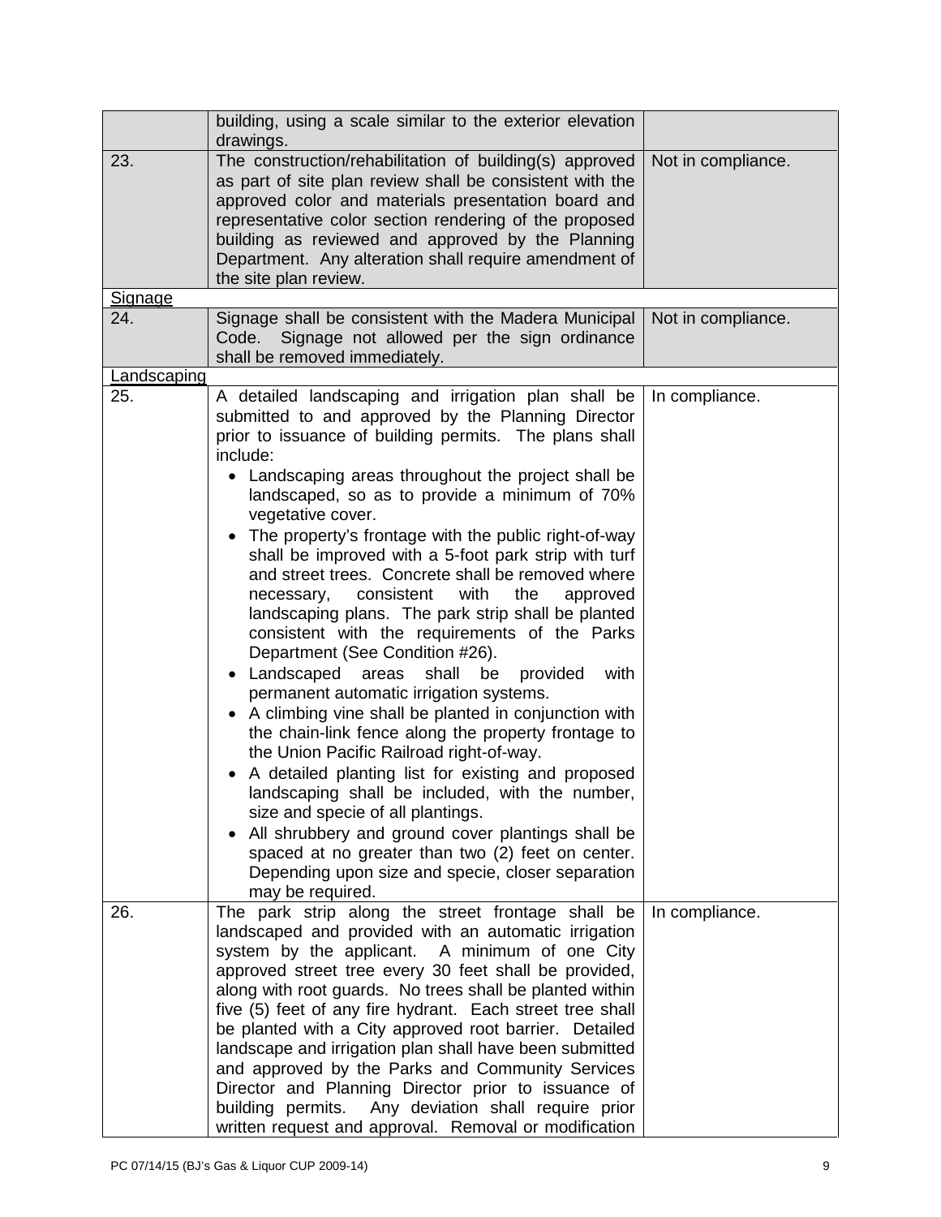| | | |
|---|---|---|
| | building, using a scale similar to the exterior elevation drawings. | |
| 23. | The construction/rehabilitation of building(s) approved as part of site plan review shall be consistent with the approved color and materials presentation board and representative color section rendering of the proposed building as reviewed and approved by the Planning Department. Any alteration shall require amendment of the site plan review. | Not in compliance. |
| Signage | | |
| 24. | Signage shall be consistent with the Madera Municipal Code. Signage not allowed per the sign ordinance shall be removed immediately. | Not in compliance. |
| Landscaping | | |
| 25. | A detailed landscaping and irrigation plan shall be submitted to and approved by the Planning Director prior to issuance of building permits. The plans shall include:<br>• Landscaping areas throughout the project shall be landscaped, so as to provide a minimum of 70% vegetative cover.<br>• The property's frontage with the public right-of-way shall be improved with a 5-foot park strip with turf and street trees. Concrete shall be removed where necessary, consistent with the approved landscaping plans. The park strip shall be planted consistent with the requirements of the Parks Department (See Condition #26).<br>• Landscaped areas shall be provided with permanent automatic irrigation systems.<br>• A climbing vine shall be planted in conjunction with the chain-link fence along the property frontage to the Union Pacific Railroad right-of-way.<br>• A detailed planting list for existing and proposed landscaping shall be included, with the number, size and specie of all plantings.<br>• All shrubbery and ground cover plantings shall be spaced at no greater than two (2) feet on center. Depending upon size and specie, closer separation may be required. | In compliance. |
| 26. | The park strip along the street frontage shall be landscaped and provided with an automatic irrigation system by the applicant. A minimum of one City approved street tree every 30 feet shall be provided, along with root guards. No trees shall be planted within five (5) feet of any fire hydrant. Each street tree shall be planted with a City approved root barrier. Detailed landscape and irrigation plan shall have been submitted and approved by the Parks and Community Services Director and Planning Director prior to issuance of building permits. Any deviation shall require prior written request and approval. Removal or modification | In compliance. |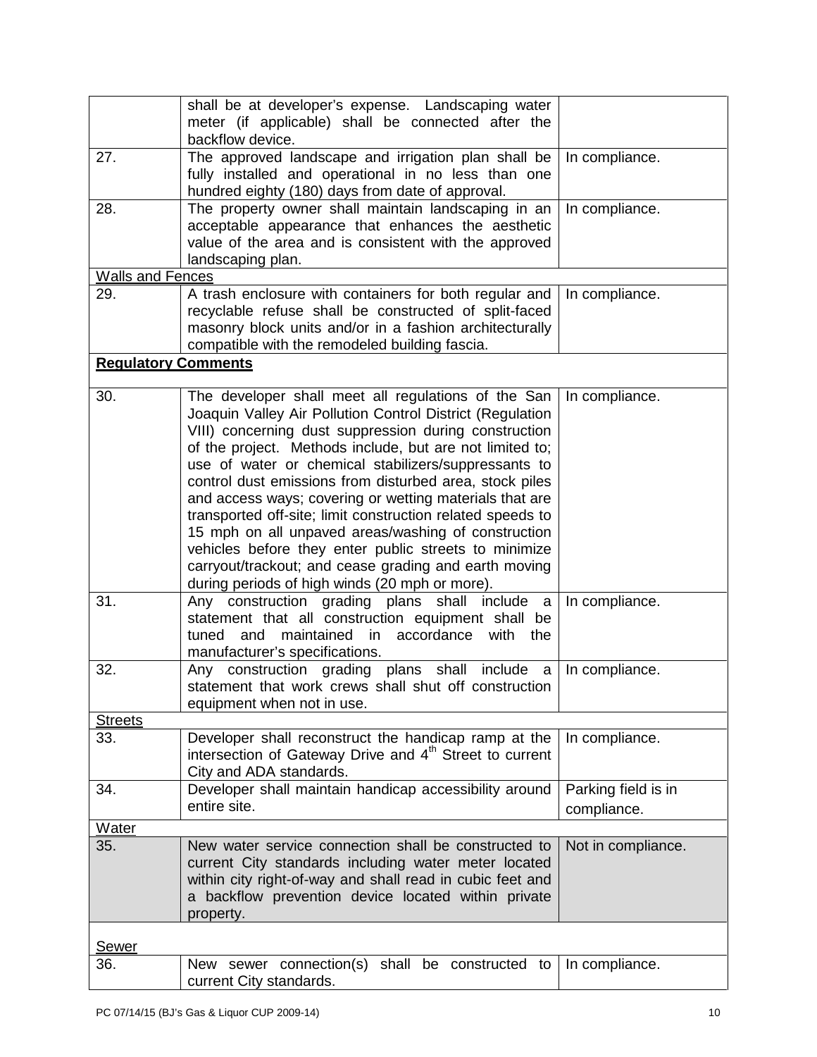| | | |
|---|---|---|
| | shall be at developer's expense. Landscaping water meter (if applicable) shall be connected after the backflow device. | |
| 27. | The approved landscape and irrigation plan shall be fully installed and operational in no less than one hundred eighty (180) days from date of approval. | In compliance. |
| 28. | The property owner shall maintain landscaping in an acceptable appearance that enhances the aesthetic value of the area and is consistent with the approved landscaping plan. | In compliance. |
| Walls and Fences | | |
| 29. | A trash enclosure with containers for both regular and recyclable refuse shall be constructed of split-faced masonry block units and/or in a fashion architecturally compatible with the remodeled building fascia. | In compliance. |
| **Regulatory Comments** | | |
| 30. | The developer shall meet all regulations of the San Joaquin Valley Air Pollution Control District (Regulation VIII) concerning dust suppression during construction of the project. Methods include, but are not limited to; use of water or chemical stabilizers/suppressants to control dust emissions from disturbed area, stock piles and access ways; covering or wetting materials that are transported off-site; limit construction related speeds to 15 mph on all unpaved areas/washing of construction vehicles before they enter public streets to minimize carryout/trackout; and cease grading and earth moving during periods of high winds (20 mph or more). | In compliance. |
| 31. | Any construction grading plans shall include a statement that all construction equipment shall be tuned and maintained in accordance with the manufacturer's specifications. | In compliance. |
| 32. | Any construction grading plans shall include a statement that work crews shall shut off construction equipment when not in use. | In compliance. |
| Streets | | |
| 33. | Developer shall reconstruct the handicap ramp at the intersection of Gateway Drive and 4th Street to current City and ADA standards. | In compliance. |
| 34. | Developer shall maintain handicap accessibility around entire site. | Parking field is in compliance. |
| Water | | |
| 35. | New water service connection shall be constructed to current City standards including water meter located within city right-of-way and shall read in cubic feet and a backflow prevention device located within private property. | Not in compliance. |
| Sewer | | |
| 36. | New sewer connection(s) shall be constructed to current City standards. | In compliance. |

PC 07/14/15 (BJ's Gas & Liquor CUP 2009-14)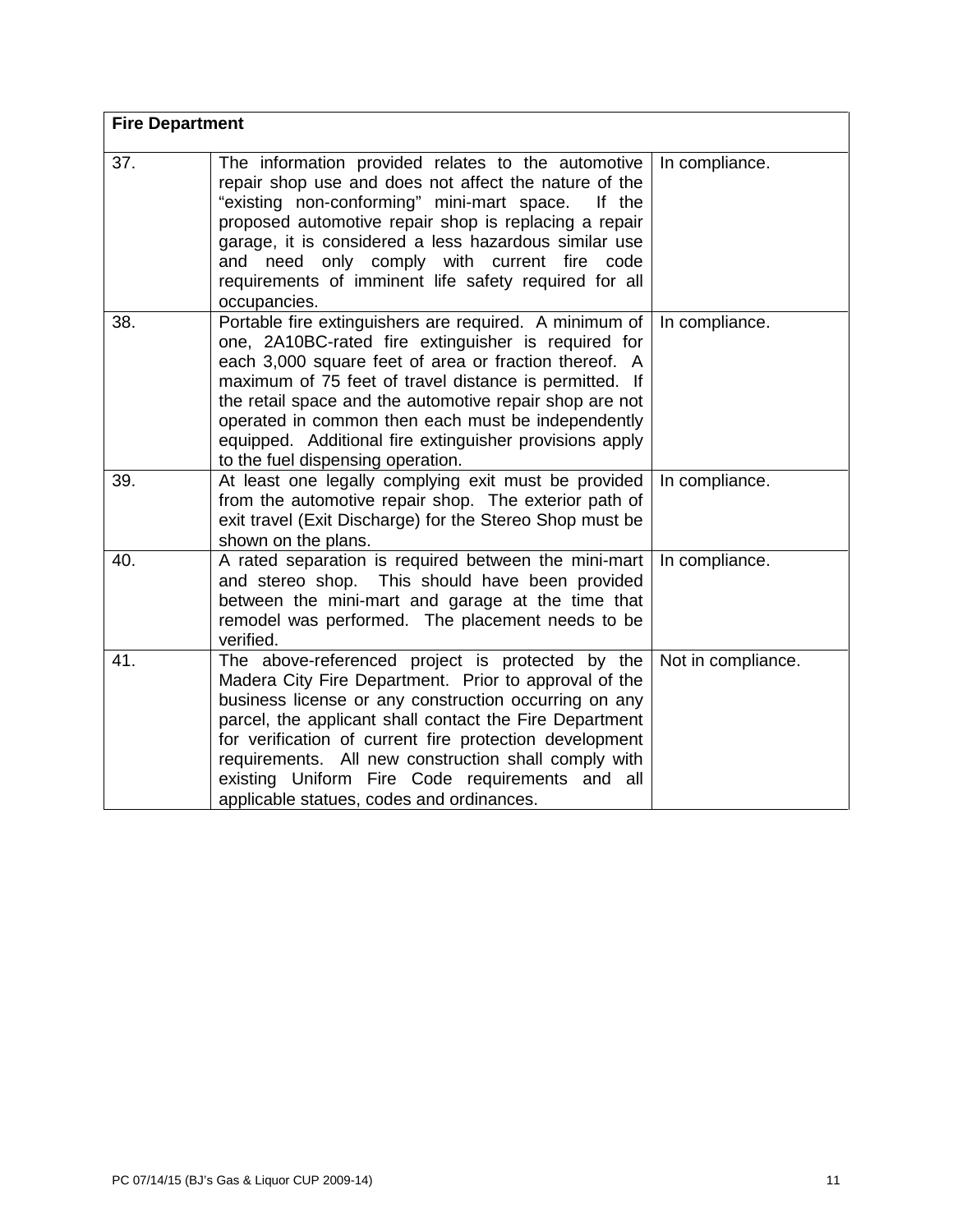| Fire Department | | |
|---|---|---|
| 37. | The information provided relates to the automotive repair shop use and does not affect the nature of the "existing non-conforming" mini-mart space. If the proposed automotive repair shop is replacing a repair garage, it is considered a less hazardous similar use and need only comply with current fire code requirements of imminent life safety required for all occupancies. | In compliance. |
| 38. | Portable fire extinguishers are required. A minimum of one, 2A10BC-rated fire extinguisher is required for each 3,000 square feet of area or fraction thereof. A maximum of 75 feet of travel distance is permitted. If the retail space and the automotive repair shop are not operated in common then each must be independently equipped. Additional fire extinguisher provisions apply to the fuel dispensing operation. | In compliance. |
| 39. | At least one legally complying exit must be provided from the automotive repair shop. The exterior path of exit travel (Exit Discharge) for the Stereo Shop must be shown on the plans. | In compliance. |
| 40. | A rated separation is required between the mini-mart and stereo shop. This should have been provided between the mini-mart and garage at the time that remodel was performed. The placement needs to be verified. | In compliance. |
| 41. | The above-referenced project is protected by the Madera City Fire Department. Prior to approval of the business license or any construction occurring on any parcel, the applicant shall contact the Fire Department for verification of current fire protection development requirements. All new construction shall comply with existing Uniform Fire Code requirements and all applicable statues, codes and ordinances. | Not in compliance. |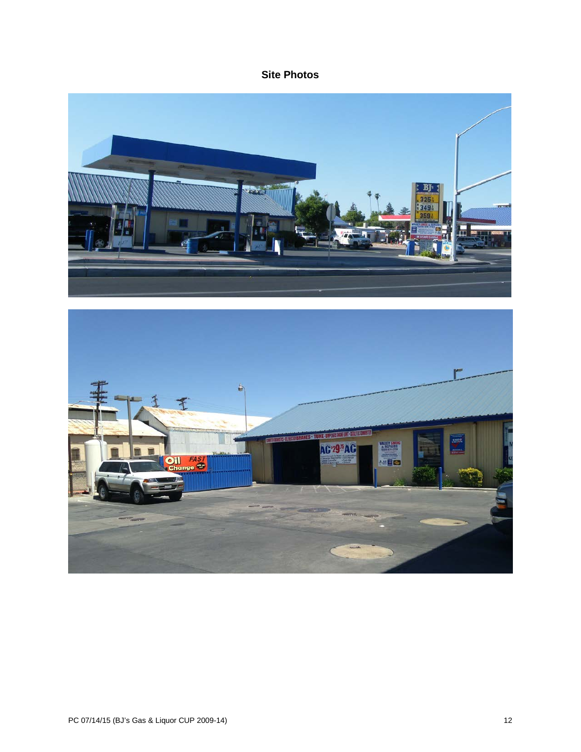## Site Photos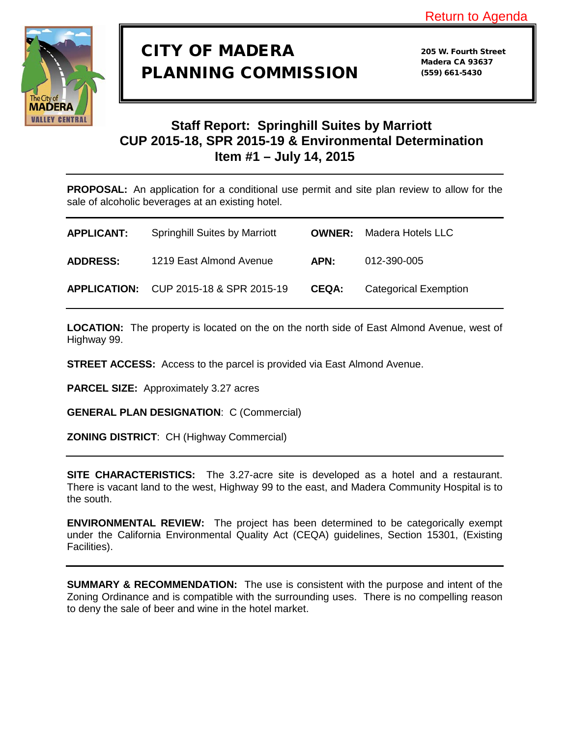Return to Agenda

# CITY OF MADERA PLANNING COMMISSION

205 W. Fourth Street
Madera CA 93637
(559) 661-5430

## Staff Report: Springhill Suites by Marriott
## CUP 2015-18, SPR 2015-19 & Environmental Determination
## Item #1 – July 14, 2015

**PROPOSAL:** An application for a conditional use permit and site plan review to allow for the sale of alcoholic beverages at an existing hotel.

| | | | |
|---|---|---|---|
| **APPLICANT:** | Springhill Suites by Marriott | **OWNER:** | Madera Hotels LLC |
| **ADDRESS:** | 1219 East Almond Avenue | **APN:** | 012-390-005 |
| **APPLICATION:** | CUP 2015-18 & SPR 2015-19 | **CEQA:** | Categorical Exemption |

**LOCATION:** The property is located on the on the north side of East Almond Avenue, west of Highway 99.

**STREET ACCESS:** Access to the parcel is provided via East Almond Avenue.

**PARCEL SIZE:** Approximately 3.27 acres

**GENERAL PLAN DESIGNATION**: C (Commercial)

**ZONING DISTRICT**: CH (Highway Commercial)

**SITE CHARACTERISTICS:** The 3.27-acre site is developed as a hotel and a restaurant. There is vacant land to the west, Highway 99 to the east, and Madera Community Hospital is to the south.

**ENVIRONMENTAL REVIEW:** The project has been determined to be categorically exempt under the California Environmental Quality Act (CEQA) guidelines, Section 15301, (Existing Facilities).

**SUMMARY & RECOMMENDATION:** The use is consistent with the purpose and intent of the Zoning Ordinance and is compatible with the surrounding uses. There is no compelling reason to deny the sale of beer and wine in the hotel market.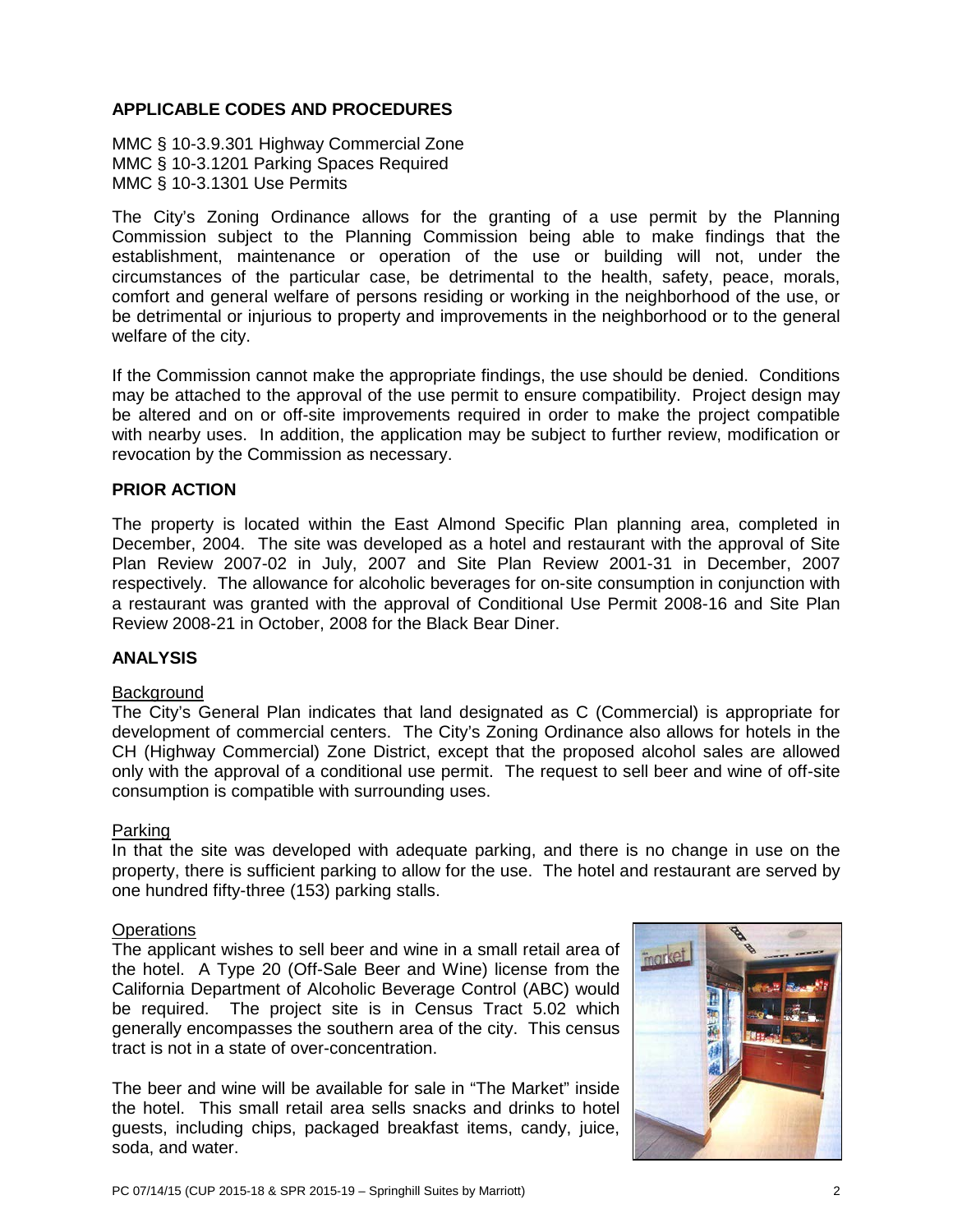## APPLICABLE CODES AND PROCEDURES

MMC § 10-3.9.301 Highway Commercial Zone
MMC § 10-3.1201 Parking Spaces Required
MMC § 10-3.1301 Use Permits

The City's Zoning Ordinance allows for the granting of a use permit by the Planning Commission subject to the Planning Commission being able to make findings that the establishment, maintenance or operation of the use or building will not, under the circumstances of the particular case, be detrimental to the health, safety, peace, morals, comfort and general welfare of persons residing or working in the neighborhood of the use, or be detrimental or injurious to property and improvements in the neighborhood or to the general welfare of the city.

If the Commission cannot make the appropriate findings, the use should be denied. Conditions may be attached to the approval of the use permit to ensure compatibility. Project design may be altered and on or off-site improvements required in order to make the project compatible with nearby uses. In addition, the application may be subject to further review, modification or revocation by the Commission as necessary.

## PRIOR ACTION

The property is located within the East Almond Specific Plan planning area, completed in December, 2004. The site was developed as a hotel and restaurant with the approval of Site Plan Review 2007-02 in July, 2007 and Site Plan Review 2001-31 in December, 2007 respectively. The allowance for alcoholic beverages for on-site consumption in conjunction with a restaurant was granted with the approval of Conditional Use Permit 2008-16 and Site Plan Review 2008-21 in October, 2008 for the Black Bear Diner.

## ANALYSIS

### Background

The City's General Plan indicates that land designated as C (Commercial) is appropriate for development of commercial centers. The City's Zoning Ordinance also allows for hotels in the CH (Highway Commercial) Zone District, except that the proposed alcohol sales are allowed only with the approval of a conditional use permit. The request to sell beer and wine of off-site consumption is compatible with surrounding uses.

### Parking

In that the site was developed with adequate parking, and there is no change in use on the property, there is sufficient parking to allow for the use. The hotel and restaurant are served by one hundred fifty-three (153) parking stalls.

### Operations

The applicant wishes to sell beer and wine in a small retail area of the hotel. A Type 20 (Off-Sale Beer and Wine) license from the California Department of Alcoholic Beverage Control (ABC) would be required. The project site is in Census Tract 5.02 which generally encompasses the southern area of the city. This census tract is not in a state of over-concentration.

The beer and wine will be available for sale in "The Market" inside the hotel. This small retail area sells snacks and drinks to hotel guests, including chips, packaged breakfast items, candy, juice, soda, and water.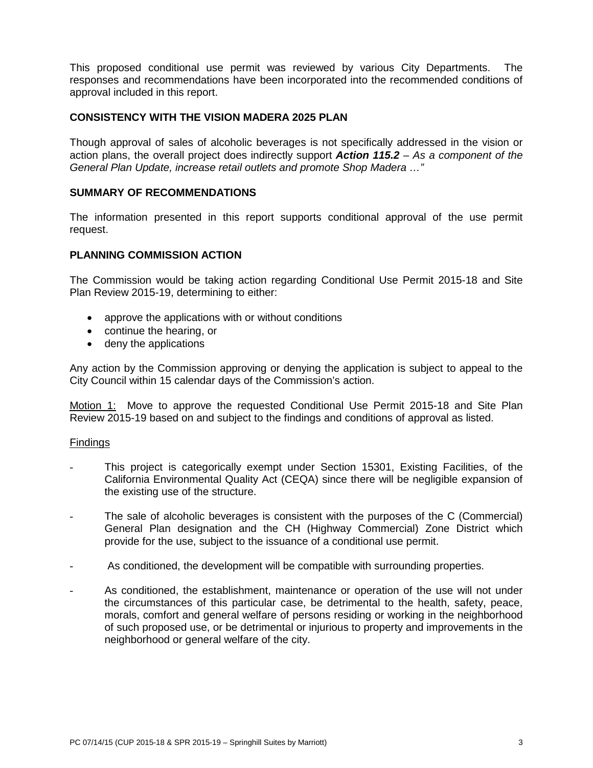This proposed conditional use permit was reviewed by various City Departments. The responses and recommendations have been incorporated into the recommended conditions of approval included in this report.

## CONSISTENCY WITH THE VISION MADERA 2025 PLAN

Though approval of sales of alcoholic beverages is not specifically addressed in the vision or action plans, the overall project does indirectly support ***Action 115.2*** *– As a component of the General Plan Update, increase retail outlets and promote Shop Madera …"*

## SUMMARY OF RECOMMENDATIONS

The information presented in this report supports conditional approval of the use permit request.

## PLANNING COMMISSION ACTION

The Commission would be taking action regarding Conditional Use Permit 2015-18 and Site Plan Review 2015-19, determining to either:

- approve the applications with or without conditions
- continue the hearing, or
- deny the applications

Any action by the Commission approving or denying the application is subject to appeal to the City Council within 15 calendar days of the Commission's action.

<u>Motion 1:</u> Move to approve the requested Conditional Use Permit 2015-18 and Site Plan Review 2015-19 based on and subject to the findings and conditions of approval as listed.

<u>Findings</u>

- This project is categorically exempt under Section 15301, Existing Facilities, of the California Environmental Quality Act (CEQA) since there will be negligible expansion of the existing use of the structure.
- The sale of alcoholic beverages is consistent with the purposes of the C (Commercial) General Plan designation and the CH (Highway Commercial) Zone District which provide for the use, subject to the issuance of a conditional use permit.
- As conditioned, the development will be compatible with surrounding properties.
- As conditioned, the establishment, maintenance or operation of the use will not under the circumstances of this particular case, be detrimental to the health, safety, peace, morals, comfort and general welfare of persons residing or working in the neighborhood of such proposed use, or be detrimental or injurious to property and improvements in the neighborhood or general welfare of the city.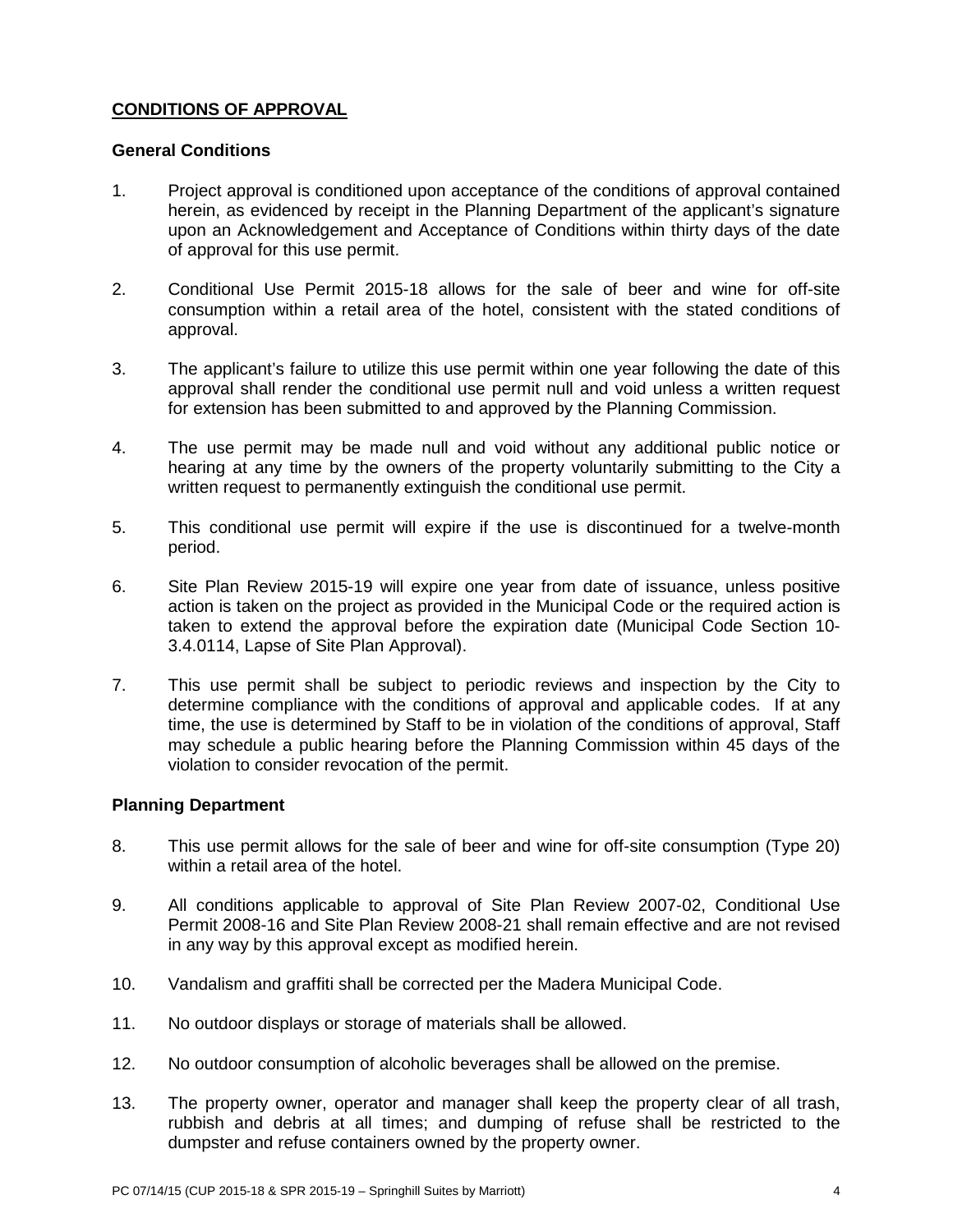## CONDITIONS OF APPROVAL

### General Conditions

1. Project approval is conditioned upon acceptance of the conditions of approval contained herein, as evidenced by receipt in the Planning Department of the applicant's signature upon an Acknowledgement and Acceptance of Conditions within thirty days of the date of approval for this use permit.

2. Conditional Use Permit 2015-18 allows for the sale of beer and wine for off-site consumption within a retail area of the hotel, consistent with the stated conditions of approval.

3. The applicant's failure to utilize this use permit within one year following the date of this approval shall render the conditional use permit null and void unless a written request for extension has been submitted to and approved by the Planning Commission.

4. The use permit may be made null and void without any additional public notice or hearing at any time by the owners of the property voluntarily submitting to the City a written request to permanently extinguish the conditional use permit.

5. This conditional use permit will expire if the use is discontinued for a twelve-month period.

6. Site Plan Review 2015-19 will expire one year from date of issuance, unless positive action is taken on the project as provided in the Municipal Code or the required action is taken to extend the approval before the expiration date (Municipal Code Section 10-3.4.0114, Lapse of Site Plan Approval).

7. This use permit shall be subject to periodic reviews and inspection by the City to determine compliance with the conditions of approval and applicable codes. If at any time, the use is determined by Staff to be in violation of the conditions of approval, Staff may schedule a public hearing before the Planning Commission within 45 days of the violation to consider revocation of the permit.

### Planning Department

8. This use permit allows for the sale of beer and wine for off-site consumption (Type 20) within a retail area of the hotel.

9. All conditions applicable to approval of Site Plan Review 2007-02, Conditional Use Permit 2008-16 and Site Plan Review 2008-21 shall remain effective and are not revised in any way by this approval except as modified herein.

10. Vandalism and graffiti shall be corrected per the Madera Municipal Code.

11. No outdoor displays or storage of materials shall be allowed.

12. No outdoor consumption of alcoholic beverages shall be allowed on the premise.

13. The property owner, operator and manager shall keep the property clear of all trash, rubbish and debris at all times; and dumping of refuse shall be restricted to the dumpster and refuse containers owned by the property owner.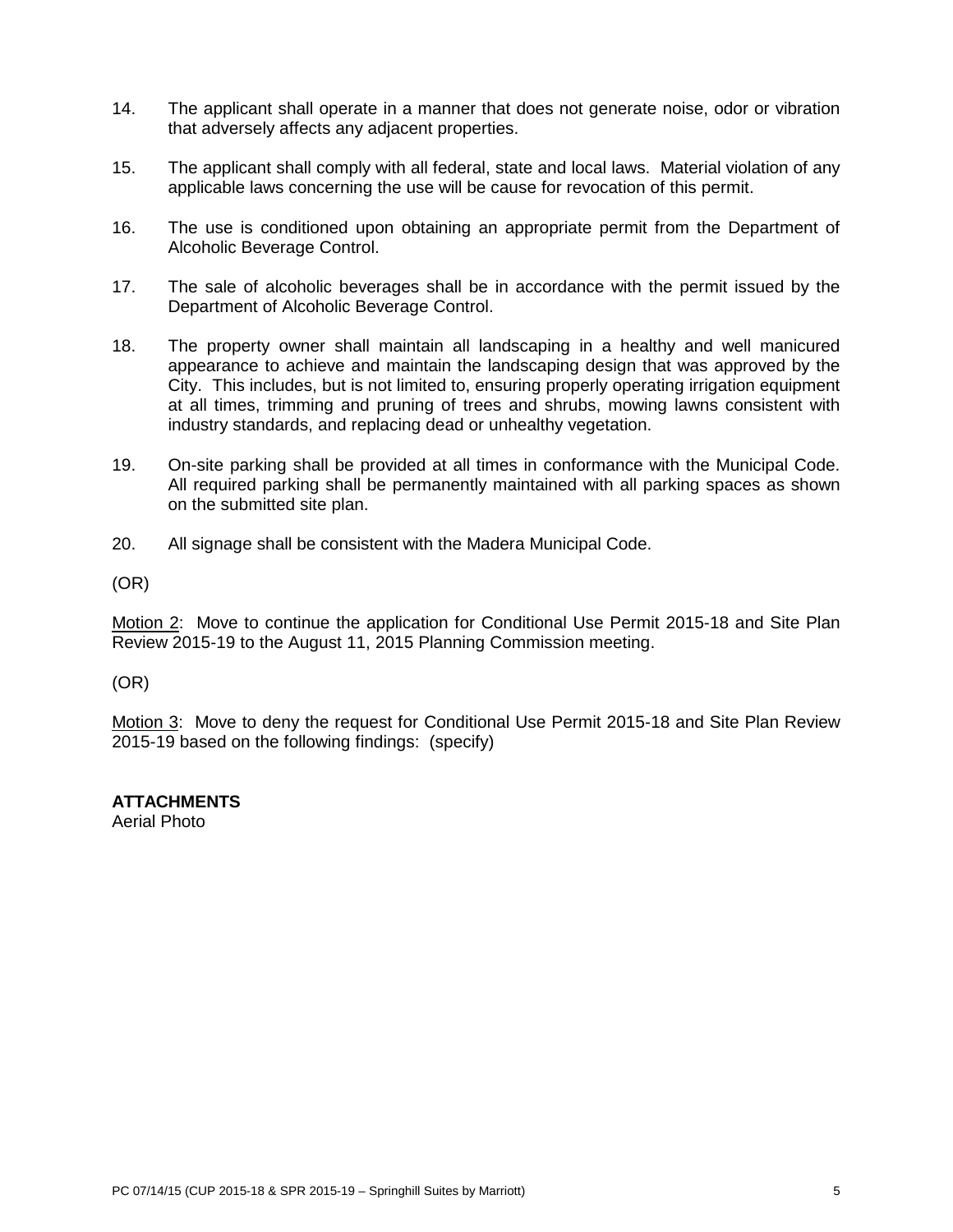14. The applicant shall operate in a manner that does not generate noise, odor or vibration that adversely affects any adjacent properties.

15. The applicant shall comply with all federal, state and local laws. Material violation of any applicable laws concerning the use will be cause for revocation of this permit.

16. The use is conditioned upon obtaining an appropriate permit from the Department of Alcoholic Beverage Control.

17. The sale of alcoholic beverages shall be in accordance with the permit issued by the Department of Alcoholic Beverage Control.

18. The property owner shall maintain all landscaping in a healthy and well manicured appearance to achieve and maintain the landscaping design that was approved by the City. This includes, but is not limited to, ensuring properly operating irrigation equipment at all times, trimming and pruning of trees and shrubs, mowing lawns consistent with industry standards, and replacing dead or unhealthy vegetation.

19. On-site parking shall be provided at all times in conformance with the Municipal Code. All required parking shall be permanently maintained with all parking spaces as shown on the submitted site plan.

20. All signage shall be consistent with the Madera Municipal Code.

(OR)

<u>Motion 2</u>: Move to continue the application for Conditional Use Permit 2015-18 and Site Plan Review 2015-19 to the August 11, 2015 Planning Commission meeting.

(OR)

<u>Motion 3</u>: Move to deny the request for Conditional Use Permit 2015-18 and Site Plan Review 2015-19 based on the following findings: (specify)

**ATTACHMENTS**
Aerial Photo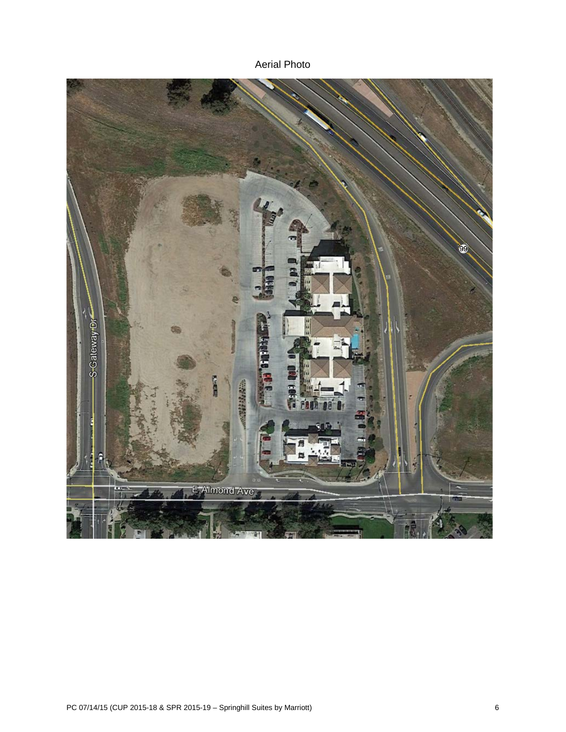Aerial Photo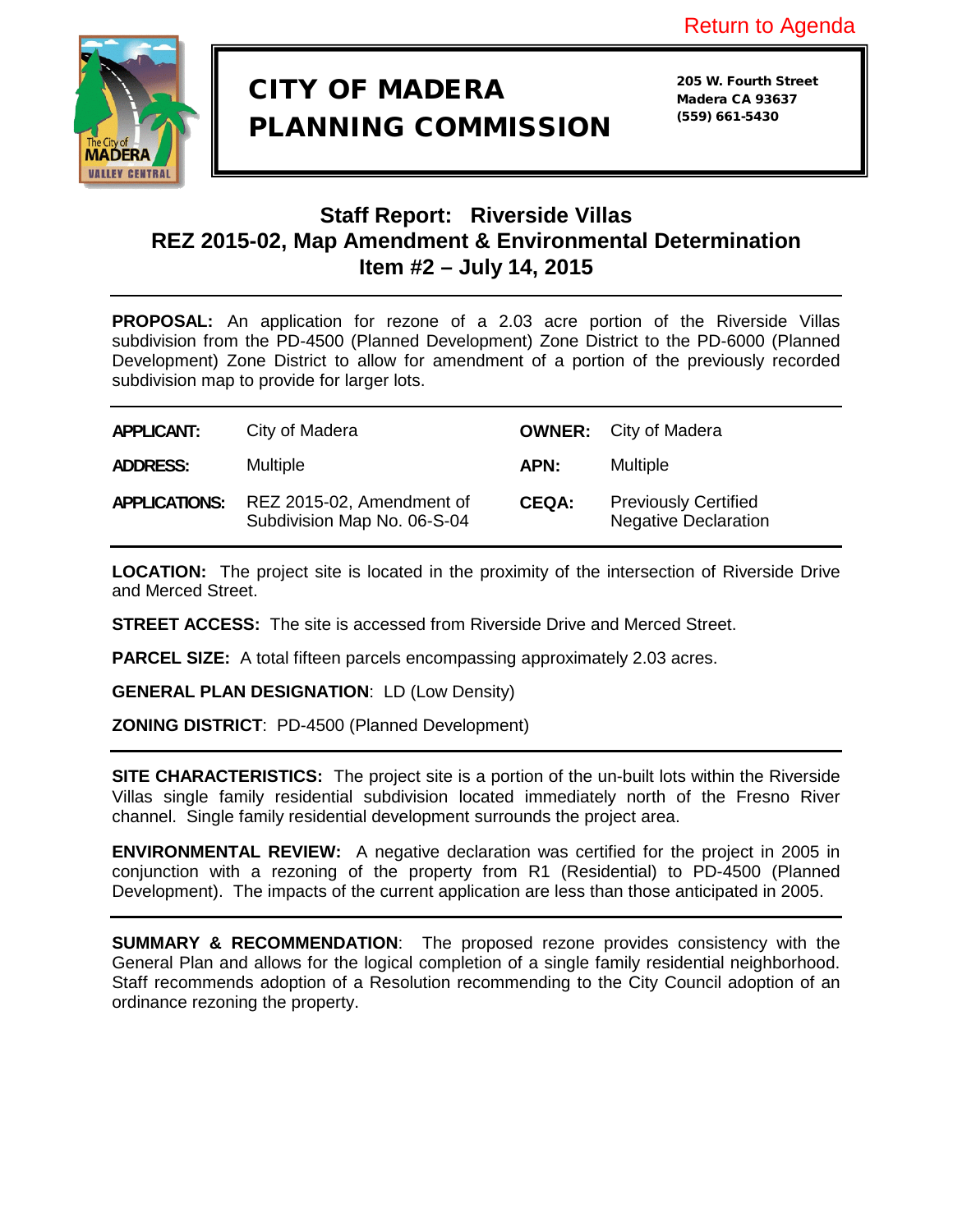Return to Agenda

# CITY OF MADERA PLANNING COMMISSION

**205 W. Fourth Street**
**Madera CA 93637**
**(559) 661-5430**

## Staff Report: Riverside Villas
## REZ 2015-02, Map Amendment & Environmental Determination
## Item #2 – July 14, 2015

**PROPOSAL:** An application for rezone of a 2.03 acre portion of the Riverside Villas subdivision from the PD-4500 (Planned Development) Zone District to the PD-6000 (Planned Development) Zone District to allow for amendment of a portion of the previously recorded subdivision map to provide for larger lots.

| | | | |
|---|---|---|---|
| **APPLICANT:** | City of Madera | **OWNER:** | City of Madera |
| **ADDRESS:** | Multiple | **APN:** | Multiple |
| **APPLICATIONS:** | REZ 2015-02, Amendment of Subdivision Map No. 06-S-04 | **CEQA:** | Previously Certified Negative Declaration |

**LOCATION:** The project site is located in the proximity of the intersection of Riverside Drive and Merced Street.

**STREET ACCESS:** The site is accessed from Riverside Drive and Merced Street.

**PARCEL SIZE:** A total fifteen parcels encompassing approximately 2.03 acres.

**GENERAL PLAN DESIGNATION**: LD (Low Density)

**ZONING DISTRICT**: PD-4500 (Planned Development)

**SITE CHARACTERISTICS:** The project site is a portion of the un-built lots within the Riverside Villas single family residential subdivision located immediately north of the Fresno River channel. Single family residential development surrounds the project area.

**ENVIRONMENTAL REVIEW:** A negative declaration was certified for the project in 2005 in conjunction with a rezoning of the property from R1 (Residential) to PD-4500 (Planned Development). The impacts of the current application are less than those anticipated in 2005.

**SUMMARY & RECOMMENDATION**: The proposed rezone provides consistency with the General Plan and allows for the logical completion of a single family residential neighborhood. Staff recommends adoption of a Resolution recommending to the City Council adoption of an ordinance rezoning the property.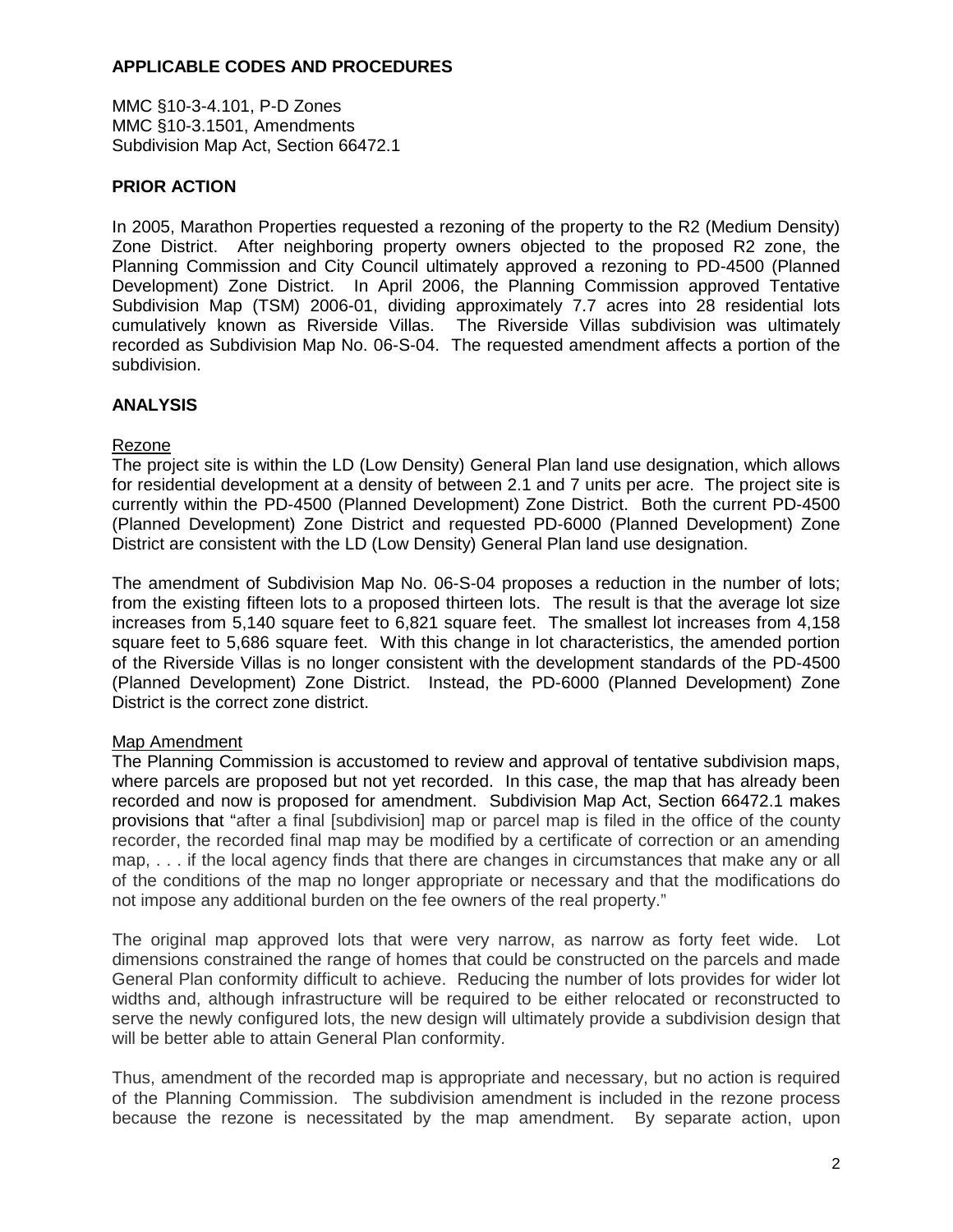## APPLICABLE CODES AND PROCEDURES

MMC §10-3-4.101, P-D Zones
MMC §10-3.1501, Amendments
Subdivision Map Act, Section 66472.1

## PRIOR ACTION

In 2005, Marathon Properties requested a rezoning of the property to the R2 (Medium Density) Zone District. After neighboring property owners objected to the proposed R2 zone, the Planning Commission and City Council ultimately approved a rezoning to PD-4500 (Planned Development) Zone District. In April 2006, the Planning Commission approved Tentative Subdivision Map (TSM) 2006-01, dividing approximately 7.7 acres into 28 residential lots cumulatively known as Riverside Villas. The Riverside Villas subdivision was ultimately recorded as Subdivision Map No. 06-S-04. The requested amendment affects a portion of the subdivision.

## ANALYSIS

### Rezone

The project site is within the LD (Low Density) General Plan land use designation, which allows for residential development at a density of between 2.1 and 7 units per acre. The project site is currently within the PD-4500 (Planned Development) Zone District. Both the current PD-4500 (Planned Development) Zone District and requested PD-6000 (Planned Development) Zone District are consistent with the LD (Low Density) General Plan land use designation.

The amendment of Subdivision Map No. 06-S-04 proposes a reduction in the number of lots; from the existing fifteen lots to a proposed thirteen lots. The result is that the average lot size increases from 5,140 square feet to 6,821 square feet. The smallest lot increases from 4,158 square feet to 5,686 square feet. With this change in lot characteristics, the amended portion of the Riverside Villas is no longer consistent with the development standards of the PD-4500 (Planned Development) Zone District. Instead, the PD-6000 (Planned Development) Zone District is the correct zone district.

### Map Amendment

The Planning Commission is accustomed to review and approval of tentative subdivision maps, where parcels are proposed but not yet recorded. In this case, the map that has already been recorded and now is proposed for amendment. Subdivision Map Act, Section 66472.1 makes provisions that "after a final [subdivision] map or parcel map is filed in the office of the county recorder, the recorded final map may be modified by a certificate of correction or an amending map, . . . if the local agency finds that there are changes in circumstances that make any or all of the conditions of the map no longer appropriate or necessary and that the modifications do not impose any additional burden on the fee owners of the real property."

The original map approved lots that were very narrow, as narrow as forty feet wide. Lot dimensions constrained the range of homes that could be constructed on the parcels and made General Plan conformity difficult to achieve. Reducing the number of lots provides for wider lot widths and, although infrastructure will be required to be either relocated or reconstructed to serve the newly configured lots, the new design will ultimately provide a subdivision design that will be better able to attain General Plan conformity.

Thus, amendment of the recorded map is appropriate and necessary, but no action is required of the Planning Commission. The subdivision amendment is included in the rezone process because the rezone is necessitated by the map amendment. By separate action, upon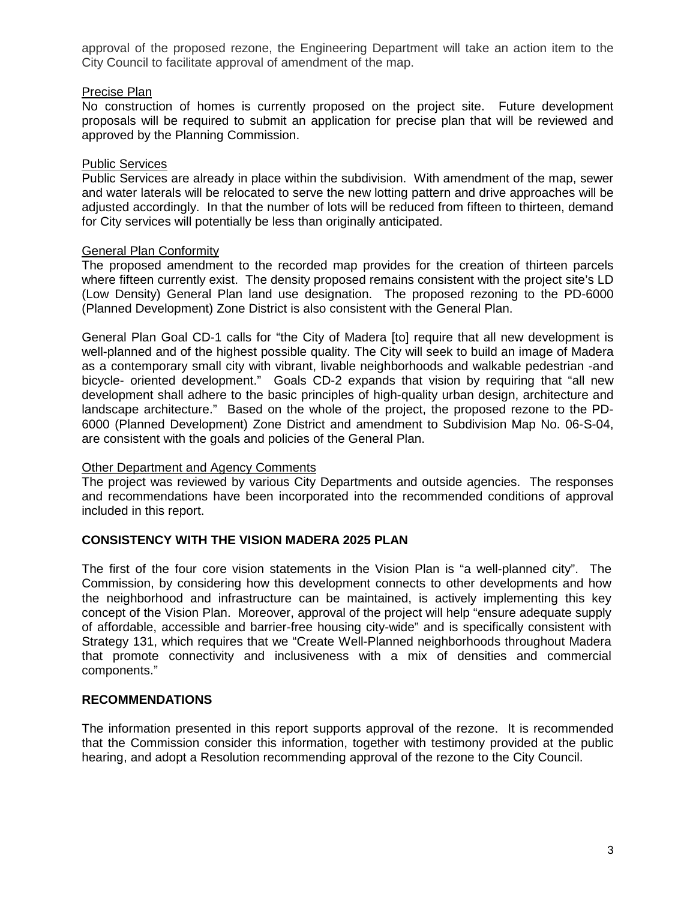approval of the proposed rezone, the Engineering Department will take an action item to the City Council to facilitate approval of amendment of the map.

Precise Plan

No construction of homes is currently proposed on the project site. Future development proposals will be required to submit an application for precise plan that will be reviewed and approved by the Planning Commission.

Public Services

Public Services are already in place within the subdivision. With amendment of the map, sewer and water laterals will be relocated to serve the new lotting pattern and drive approaches will be adjusted accordingly. In that the number of lots will be reduced from fifteen to thirteen, demand for City services will potentially be less than originally anticipated.

General Plan Conformity

The proposed amendment to the recorded map provides for the creation of thirteen parcels where fifteen currently exist. The density proposed remains consistent with the project site's LD (Low Density) General Plan land use designation. The proposed rezoning to the PD-6000 (Planned Development) Zone District is also consistent with the General Plan.

General Plan Goal CD-1 calls for "the City of Madera [to] require that all new development is well-planned and of the highest possible quality. The City will seek to build an image of Madera as a contemporary small city with vibrant, livable neighborhoods and walkable pedestrian -and bicycle- oriented development." Goals CD-2 expands that vision by requiring that "all new development shall adhere to the basic principles of high-quality urban design, architecture and landscape architecture." Based on the whole of the project, the proposed rezone to the PD-6000 (Planned Development) Zone District and amendment to Subdivision Map No. 06-S-04, are consistent with the goals and policies of the General Plan.

Other Department and Agency Comments

The project was reviewed by various City Departments and outside agencies. The responses and recommendations have been incorporated into the recommended conditions of approval included in this report.

## CONSISTENCY WITH THE VISION MADERA 2025 PLAN

The first of the four core vision statements in the Vision Plan is "a well-planned city". The Commission, by considering how this development connects to other developments and how the neighborhood and infrastructure can be maintained, is actively implementing this key concept of the Vision Plan. Moreover, approval of the project will help "ensure adequate supply of affordable, accessible and barrier-free housing city-wide" and is specifically consistent with Strategy 131, which requires that we "Create Well-Planned neighborhoods throughout Madera that promote connectivity and inclusiveness with a mix of densities and commercial components."

## RECOMMENDATIONS

The information presented in this report supports approval of the rezone. It is recommended that the Commission consider this information, together with testimony provided at the public hearing, and adopt a Resolution recommending approval of the rezone to the City Council.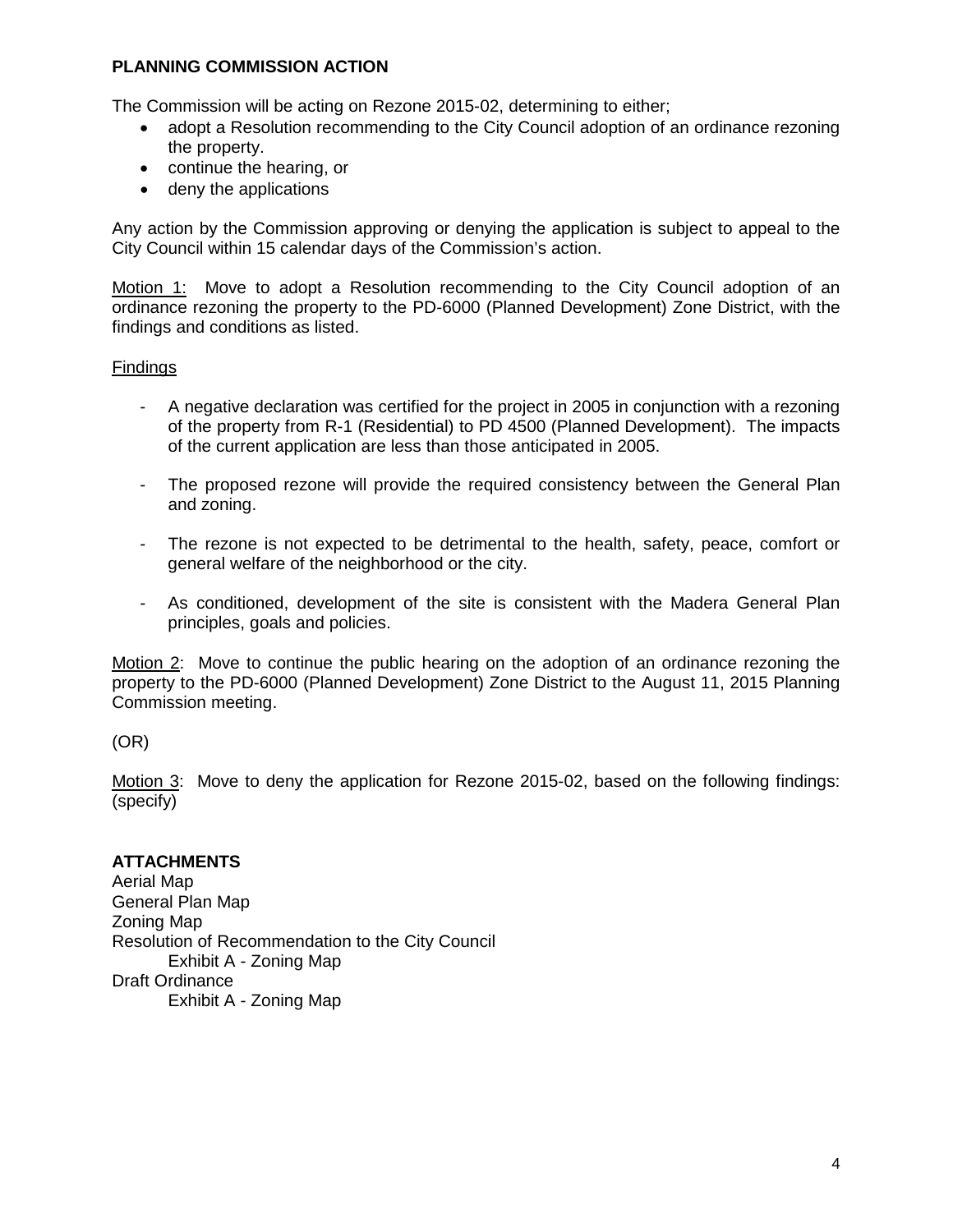**PLANNING COMMISSION ACTION**

The Commission will be acting on Rezone 2015-02, determining to either;

- adopt a Resolution recommending to the City Council adoption of an ordinance rezoning the property.
- continue the hearing, or
- deny the applications

Any action by the Commission approving or denying the application is subject to appeal to the City Council within 15 calendar days of the Commission's action.

Motion 1: Move to adopt a Resolution recommending to the City Council adoption of an ordinance rezoning the property to the PD-6000 (Planned Development) Zone District, with the findings and conditions as listed.

Findings

- A negative declaration was certified for the project in 2005 in conjunction with a rezoning of the property from R-1 (Residential) to PD 4500 (Planned Development). The impacts of the current application are less than those anticipated in 2005.
- The proposed rezone will provide the required consistency between the General Plan and zoning.
- The rezone is not expected to be detrimental to the health, safety, peace, comfort or general welfare of the neighborhood or the city.
- As conditioned, development of the site is consistent with the Madera General Plan principles, goals and policies.

Motion 2: Move to continue the public hearing on the adoption of an ordinance rezoning the property to the PD-6000 (Planned Development) Zone District to the August 11, 2015 Planning Commission meeting.

(OR)

Motion 3: Move to deny the application for Rezone 2015-02, based on the following findings: (specify)

**ATTACHMENTS**

Aerial Map
General Plan Map
Zoning Map
Resolution of Recommendation to the City Council
    Exhibit A - Zoning Map
Draft Ordinance
    Exhibit A - Zoning Map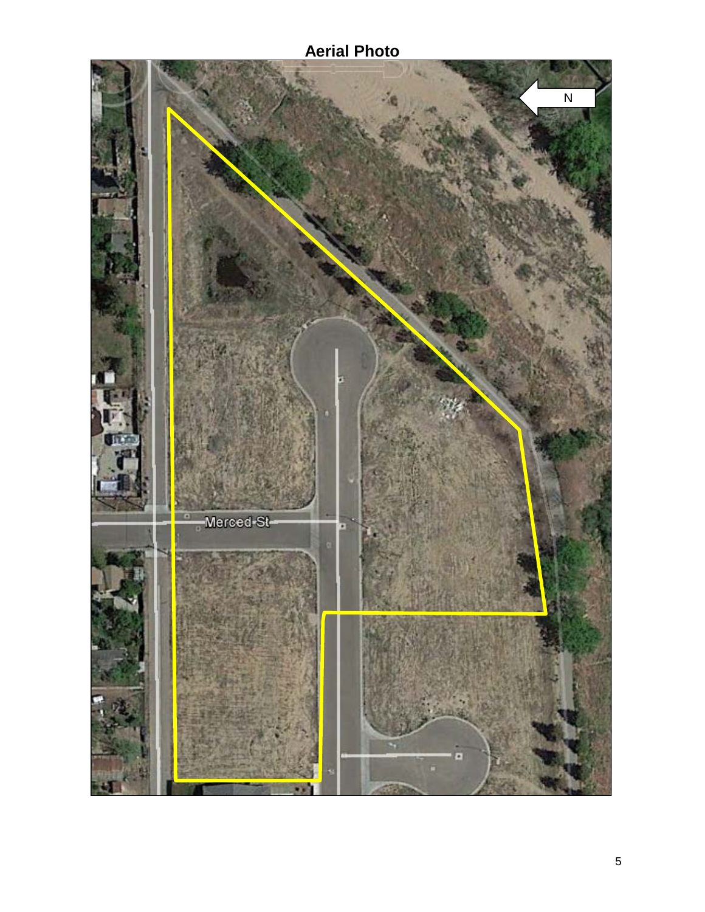# Aerial Photo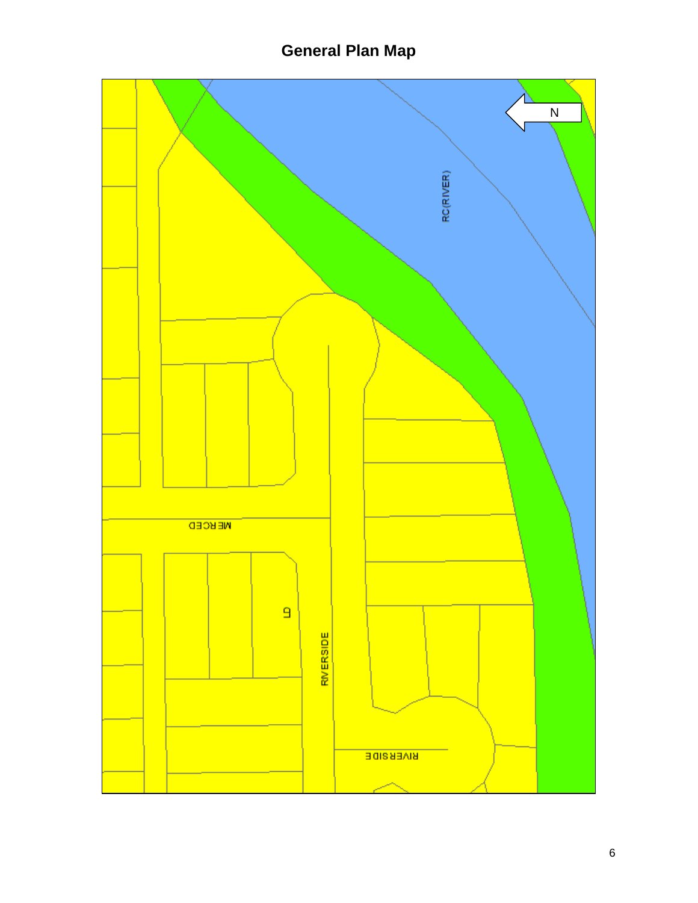# General Plan Map

N

RC(RIVER)

MERCED

LD

RIVERSIDE

RIVERSIDE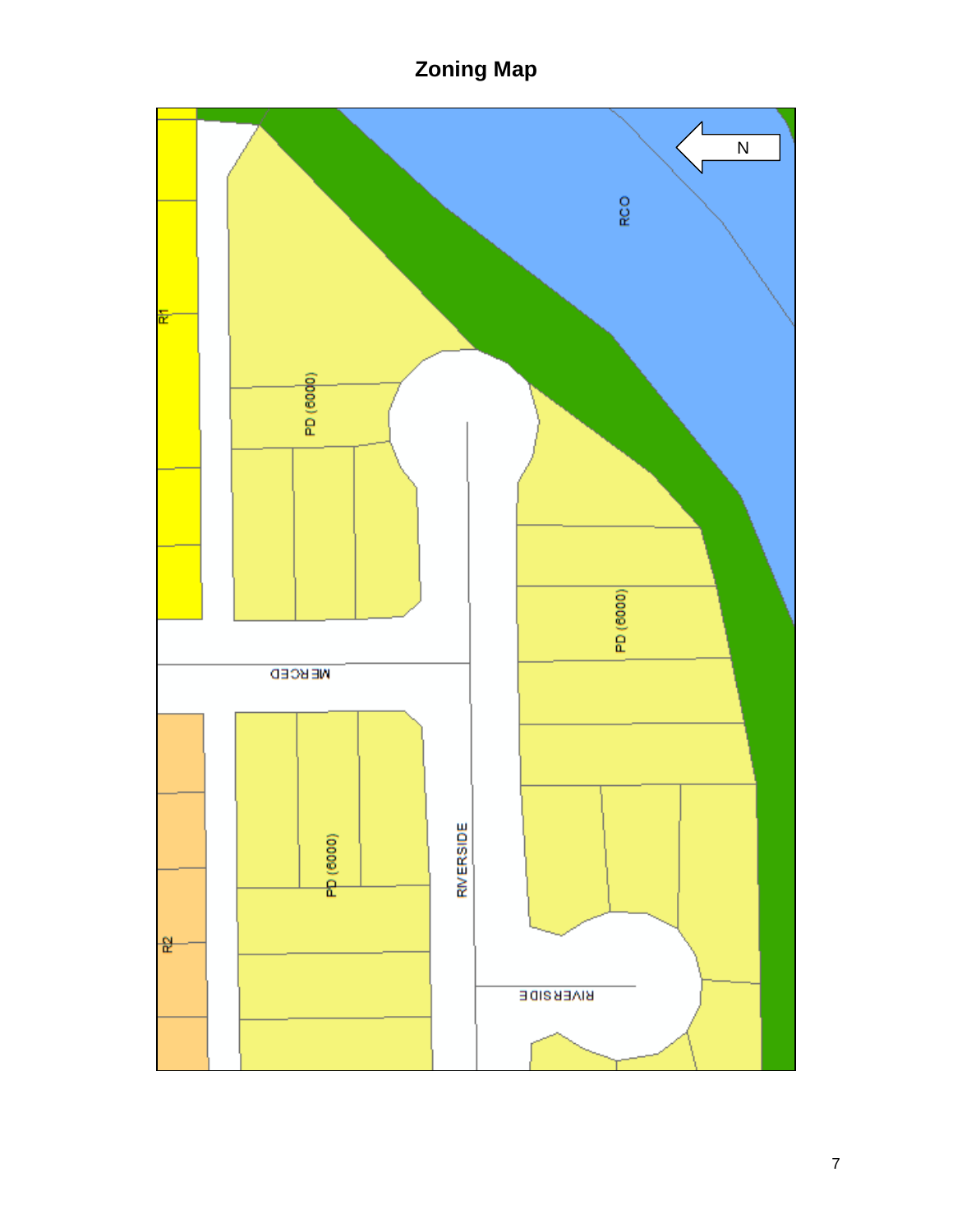# Zoning Map

N

RCO

R1

PD (6000)

PD (6000)

MERCED

PD (6000)

RIVERSIDE

RIVERSIDE

R2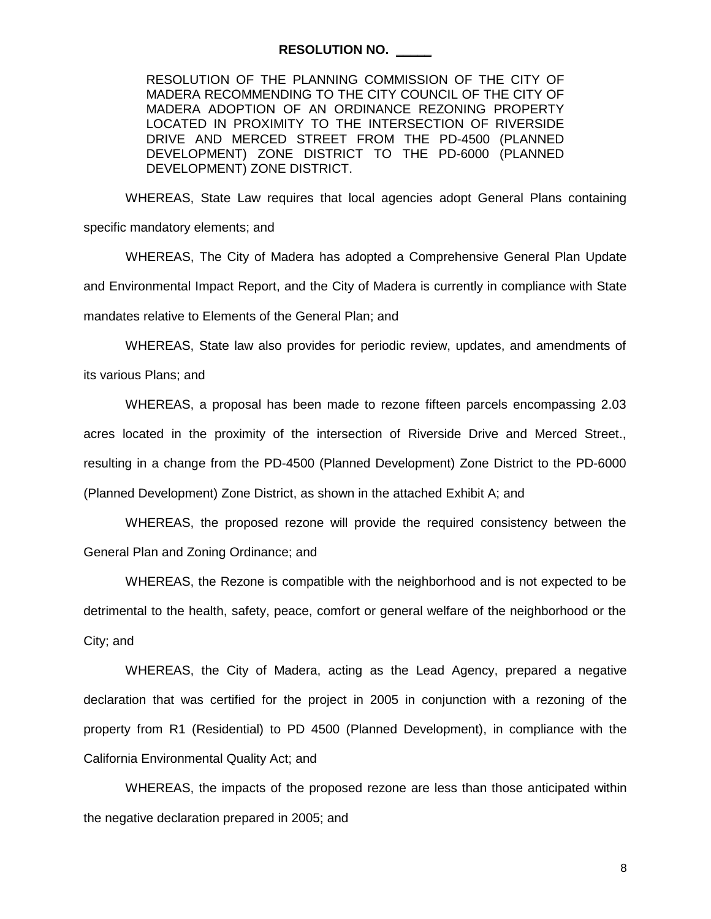**RESOLUTION NO. _____**

RESOLUTION OF THE PLANNING COMMISSION OF THE CITY OF MADERA RECOMMENDING TO THE CITY COUNCIL OF THE CITY OF MADERA ADOPTION OF AN ORDINANCE REZONING PROPERTY LOCATED IN PROXIMITY TO THE INTERSECTION OF RIVERSIDE DRIVE AND MERCED STREET FROM THE PD-4500 (PLANNED DEVELOPMENT) ZONE DISTRICT TO THE PD-6000 (PLANNED DEVELOPMENT) ZONE DISTRICT.

WHEREAS, State Law requires that local agencies adopt General Plans containing specific mandatory elements; and

WHEREAS, The City of Madera has adopted a Comprehensive General Plan Update and Environmental Impact Report, and the City of Madera is currently in compliance with State mandates relative to Elements of the General Plan; and

WHEREAS, State law also provides for periodic review, updates, and amendments of its various Plans; and

WHEREAS, a proposal has been made to rezone fifteen parcels encompassing 2.03 acres located in the proximity of the intersection of Riverside Drive and Merced Street., resulting in a change from the PD-4500 (Planned Development) Zone District to the PD-6000 (Planned Development) Zone District, as shown in the attached Exhibit A; and

WHEREAS, the proposed rezone will provide the required consistency between the General Plan and Zoning Ordinance; and

WHEREAS, the Rezone is compatible with the neighborhood and is not expected to be detrimental to the health, safety, peace, comfort or general welfare of the neighborhood or the City; and

WHEREAS, the City of Madera, acting as the Lead Agency, prepared a negative declaration that was certified for the project in 2005 in conjunction with a rezoning of the property from R1 (Residential) to PD 4500 (Planned Development), in compliance with the California Environmental Quality Act; and

WHEREAS, the impacts of the proposed rezone are less than those anticipated within the negative declaration prepared in 2005; and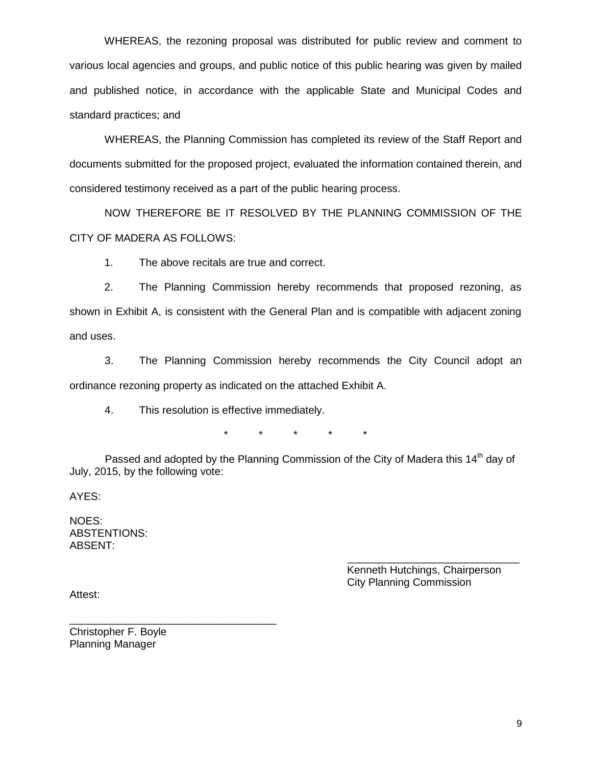WHEREAS, the rezoning proposal was distributed for public review and comment to various local agencies and groups, and public notice of this public hearing was given by mailed and published notice, in accordance with the applicable State and Municipal Codes and standard practices; and

WHEREAS, the Planning Commission has completed its review of the Staff Report and documents submitted for the proposed project, evaluated the information contained therein, and considered testimony received as a part of the public hearing process.

NOW THEREFORE BE IT RESOLVED BY THE PLANNING COMMISSION OF THE CITY OF MADERA AS FOLLOWS:

1. The above recitals are true and correct.

2. The Planning Commission hereby recommends that proposed rezoning, as shown in Exhibit A, is consistent with the General Plan and is compatible with adjacent zoning and uses.

3. The Planning Commission hereby recommends the City Council adopt an ordinance rezoning property as indicated on the attached Exhibit A.

4. This resolution is effective immediately.

\* \* \* \* \*

Passed and adopted by the Planning Commission of the City of Madera this 14th day of July, 2015, by the following vote:

AYES:

NOES:
ABSTENTIONS:
ABSENT:

\_\_\_\_\_\_\_\_\_\_\_\_\_\_\_\_\_\_\_\_\_\_\_\_\_\_\_\_\_\_
Kenneth Hutchings, Chairperson
City Planning Commission

Attest:

\_\_\_\_\_\_\_\_\_\_\_\_\_\_\_\_\_\_\_\_\_\_\_\_\_\_\_\_\_\_\_\_\_\_\_
Christopher F. Boyle
Planning Manager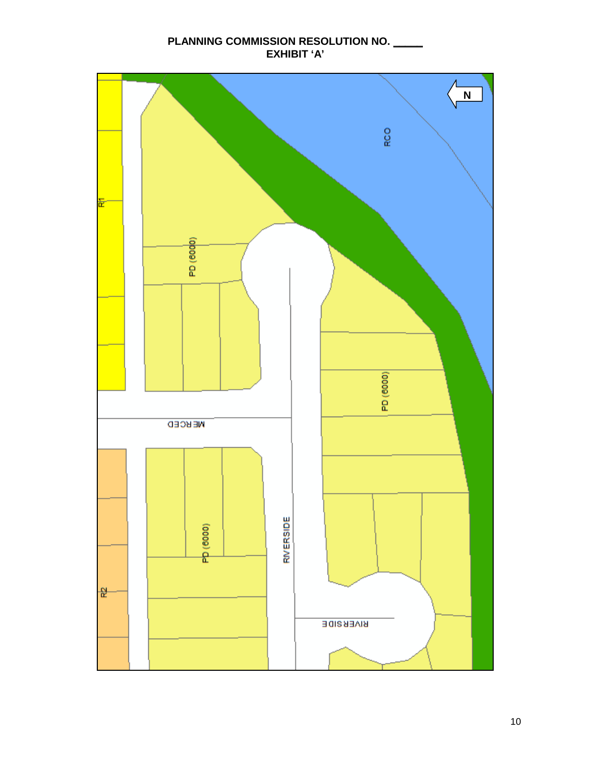**PLANNING COMMISSION RESOLUTION NO. _____**
**EXHIBIT 'A'**

N

RCO

R1

PD (6000)

PD (6000)

MERCED

PD (6000)

RIVERSIDE

R2

RIVERSIDE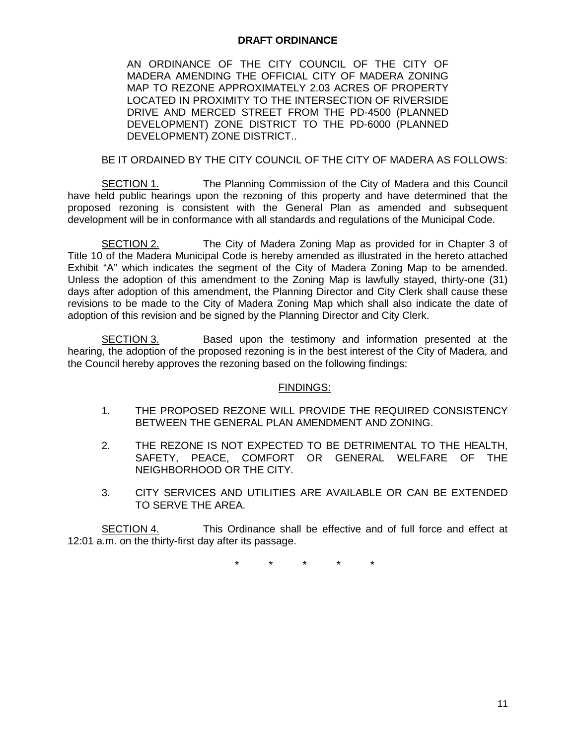**DRAFT ORDINANCE**

AN ORDINANCE OF THE CITY COUNCIL OF THE CITY OF MADERA AMENDING THE OFFICIAL CITY OF MADERA ZONING MAP TO REZONE APPROXIMATELY 2.03 ACRES OF PROPERTY LOCATED IN PROXIMITY TO THE INTERSECTION OF RIVERSIDE DRIVE AND MERCED STREET FROM THE PD-4500 (PLANNED DEVELOPMENT) ZONE DISTRICT TO THE PD-6000 (PLANNED DEVELOPMENT) ZONE DISTRICT..

BE IT ORDAINED BY THE CITY COUNCIL OF THE CITY OF MADERA AS FOLLOWS:

SECTION 1. The Planning Commission of the City of Madera and this Council have held public hearings upon the rezoning of this property and have determined that the proposed rezoning is consistent with the General Plan as amended and subsequent development will be in conformance with all standards and regulations of the Municipal Code.

SECTION 2. The City of Madera Zoning Map as provided for in Chapter 3 of Title 10 of the Madera Municipal Code is hereby amended as illustrated in the hereto attached Exhibit "A" which indicates the segment of the City of Madera Zoning Map to be amended. Unless the adoption of this amendment to the Zoning Map is lawfully stayed, thirty-one (31) days after adoption of this amendment, the Planning Director and City Clerk shall cause these revisions to be made to the City of Madera Zoning Map which shall also indicate the date of adoption of this revision and be signed by the Planning Director and City Clerk.

SECTION 3. Based upon the testimony and information presented at the hearing, the adoption of the proposed rezoning is in the best interest of the City of Madera, and the Council hereby approves the rezoning based on the following findings:

FINDINGS:

1. THE PROPOSED REZONE WILL PROVIDE THE REQUIRED CONSISTENCY BETWEEN THE GENERAL PLAN AMENDMENT AND ZONING.

2. THE REZONE IS NOT EXPECTED TO BE DETRIMENTAL TO THE HEALTH, SAFETY, PEACE, COMFORT OR GENERAL WELFARE OF THE NEIGHBORHOOD OR THE CITY.

3. CITY SERVICES AND UTILITIES ARE AVAILABLE OR CAN BE EXTENDED TO SERVE THE AREA.

SECTION 4. This Ordinance shall be effective and of full force and effect at 12:01 a.m. on the thirty-first day after its passage.

\* \* \* \* \*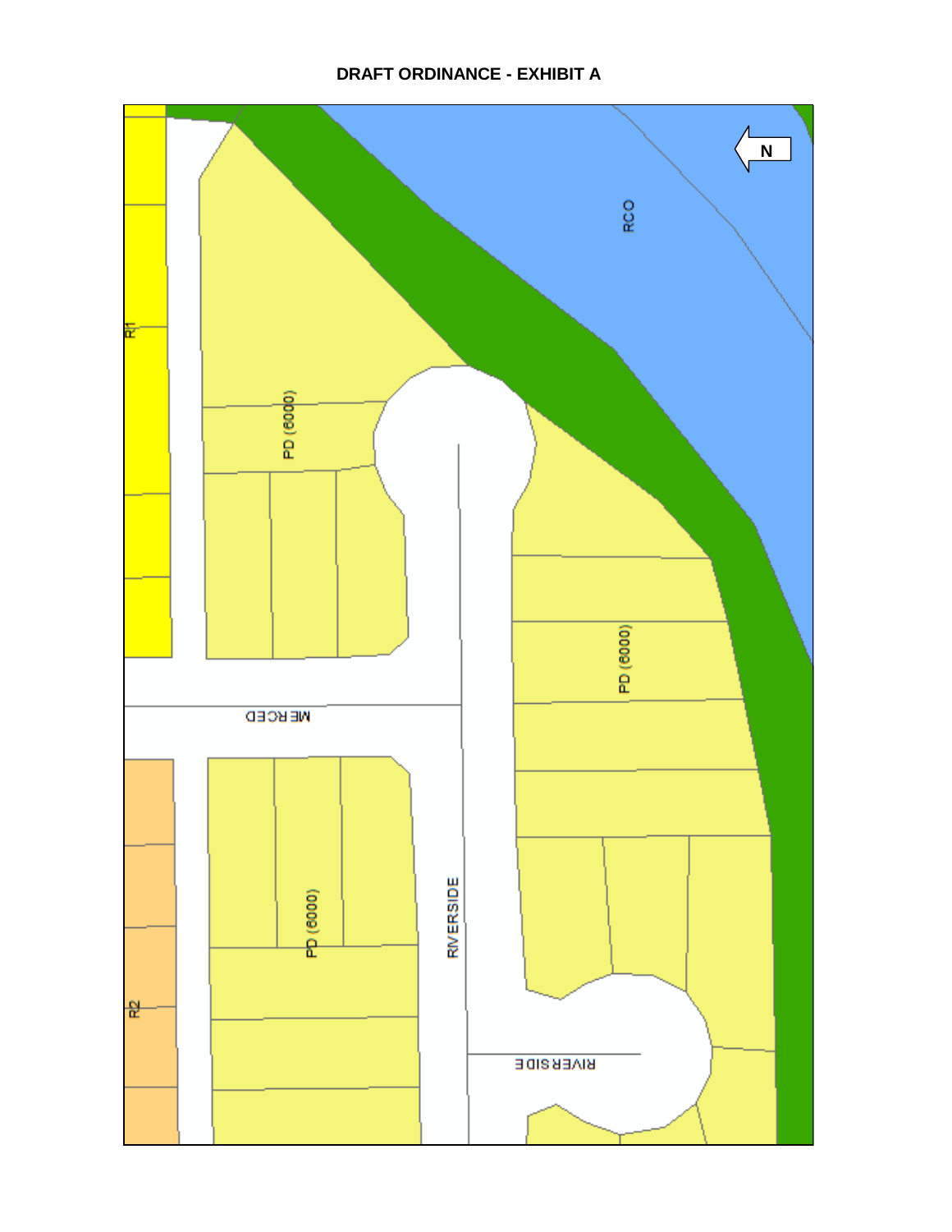**DRAFT ORDINANCE - EXHIBIT A**

N

RCO

R1

PD (6000)

MERCED

PD (6000)

R2

PD (6000)

RIVERSIDE

RIVERSIDE